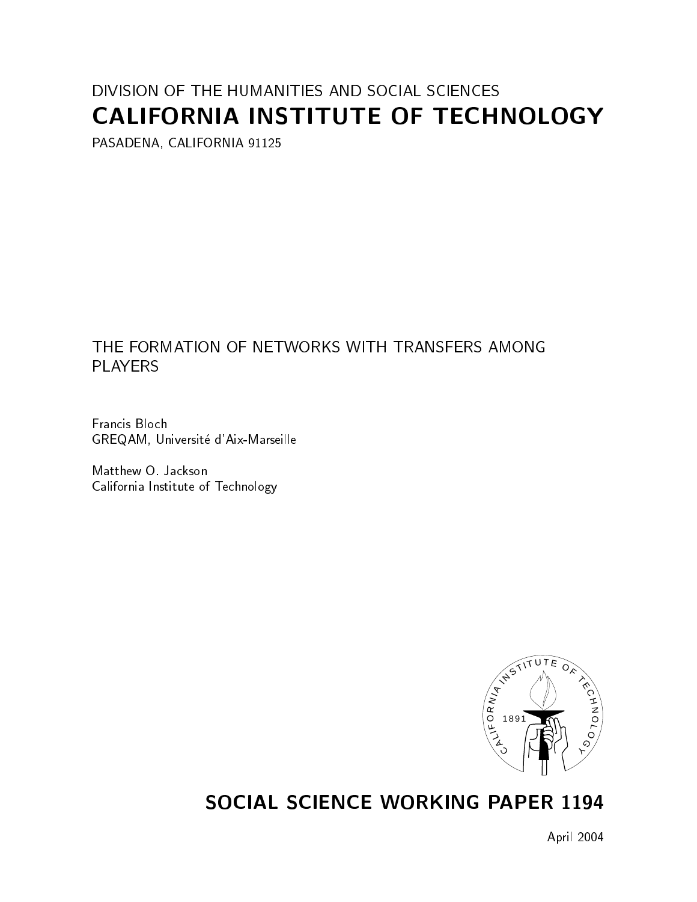DIVISION OF THE HUMANITIES AND SOCIAL SCIENCES

# CALIFORNIA INSTITUTE OF TECHNOLOGY

PASADENA, CALIFORNIA 91125

## THE FORMATION OF NETWORKS WITH TRANSFERS AMONG PLAYERS

Francis Bloch
GREQAM, Université d'Aix-Marseille

Matthew O. Jackson
California Institute of Technology

## SOCIAL SCIENCE WORKING PAPER 1194

April 2004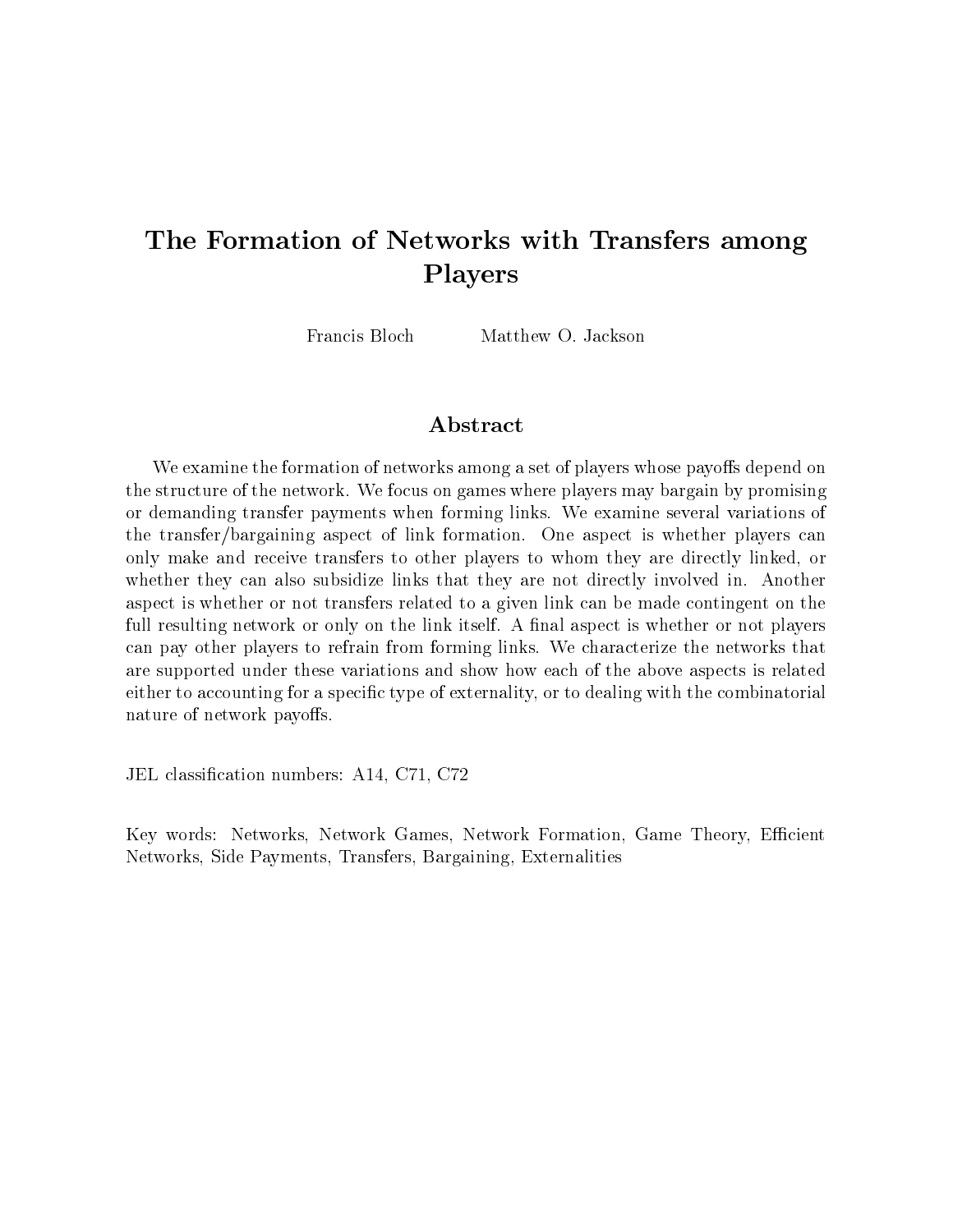# The Formation of Networks with Transfers among Players

Francis Bloch Matthew O. Jackson

## Abstract

We examine the formation of networks among a set of players whose payoffs depend on the structure of the network. We focus on games where players may bargain by promising or demanding transfer payments when forming links. We examine several variations of the transfer/bargaining aspect of link formation. One aspect is whether players can only make and receive transfers to other players to whom they are directly linked, or whether they can also subsidize links that they are not directly involved in. Another aspect is whether or not transfers related to a given link can be made contingent on the full resulting network or only on the link itself. A final aspect is whether or not players can pay other players to refrain from forming links. We characterize the networks that are supported under these variations and show how each of the above aspects is related either to accounting for a specific type of externality, or to dealing with the combinatorial nature of network payoffs.

JEL classification numbers: A14, C71, C72

Key words: Networks, Network Games, Network Formation, Game Theory, Efficient Networks, Side Payments, Transfers, Bargaining, Externalities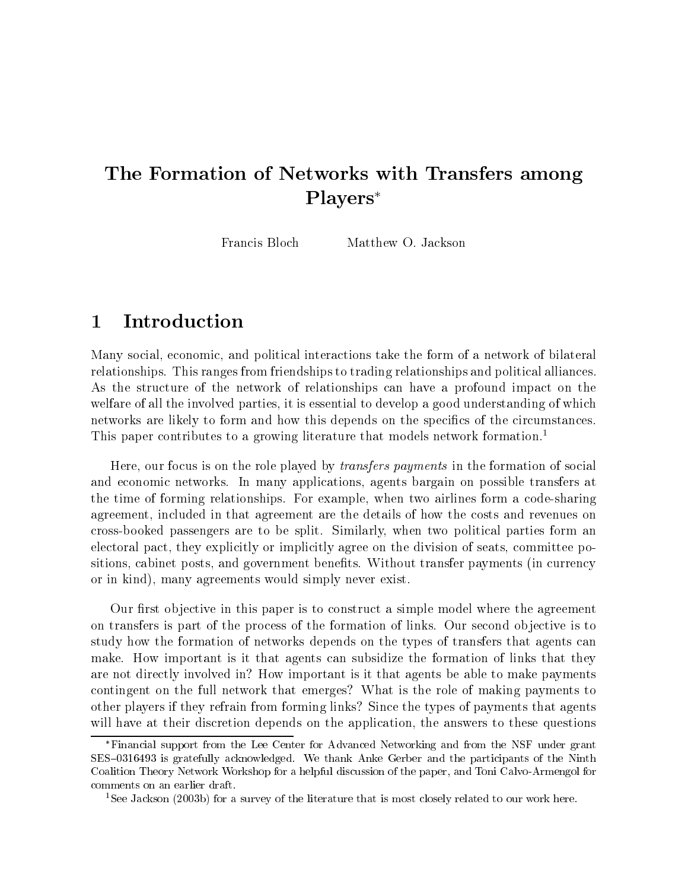# The Formation of Networks with Transfers among Players*

Francis Bloch     Matthew O. Jackson

## 1 Introduction

Many social, economic, and political interactions take the form of a network of bilateral relationships. This ranges from friendships to trading relationships and political alliances. As the structure of the network of relationships can have a profound impact on the welfare of all the involved parties, it is essential to develop a good understanding of which networks are likely to form and how this depends on the specifics of the circumstances. This paper contributes to a growing literature that models network formation.[1]

Here, our focus is on the role played by *transfers payments* in the formation of social and economic networks. In many applications, agents bargain on possible transfers at the time of forming relationships. For example, when two airlines form a code-sharing agreement, included in that agreement are the details of how the costs and revenues on cross-booked passengers are to be split. Similarly, when two political parties form an electoral pact, they explicitly or implicitly agree on the division of seats, committee positions, cabinet posts, and government benefits. Without transfer payments (in currency or in kind), many agreements would simply never exist.

Our first objective in this paper is to construct a simple model where the agreement on transfers is part of the process of the formation of links. Our second objective is to study how the formation of networks depends on the types of transfers that agents can make. How important is it that agents can subsidize the formation of links that they are not directly involved in? How important is it that agents be able to make payments contingent on the full network that emerges? What is the role of making payments to other players if they refrain from forming links? Since the types of payments that agents will have at their discretion depends on the application, the answers to these questions

*Financial support from the Lee Center for Advanced Networking and from the NSF under grant SES–0316493 is gratefully acknowledged. We thank Anke Gerber and the participants of the Ninth Coalition Theory Network Workshop for a helpful discussion of the paper, and Toni Calvo-Armengol for comments on an earlier draft.

[1]See Jackson (2003b) for a survey of the literature that is most closely related to our work here.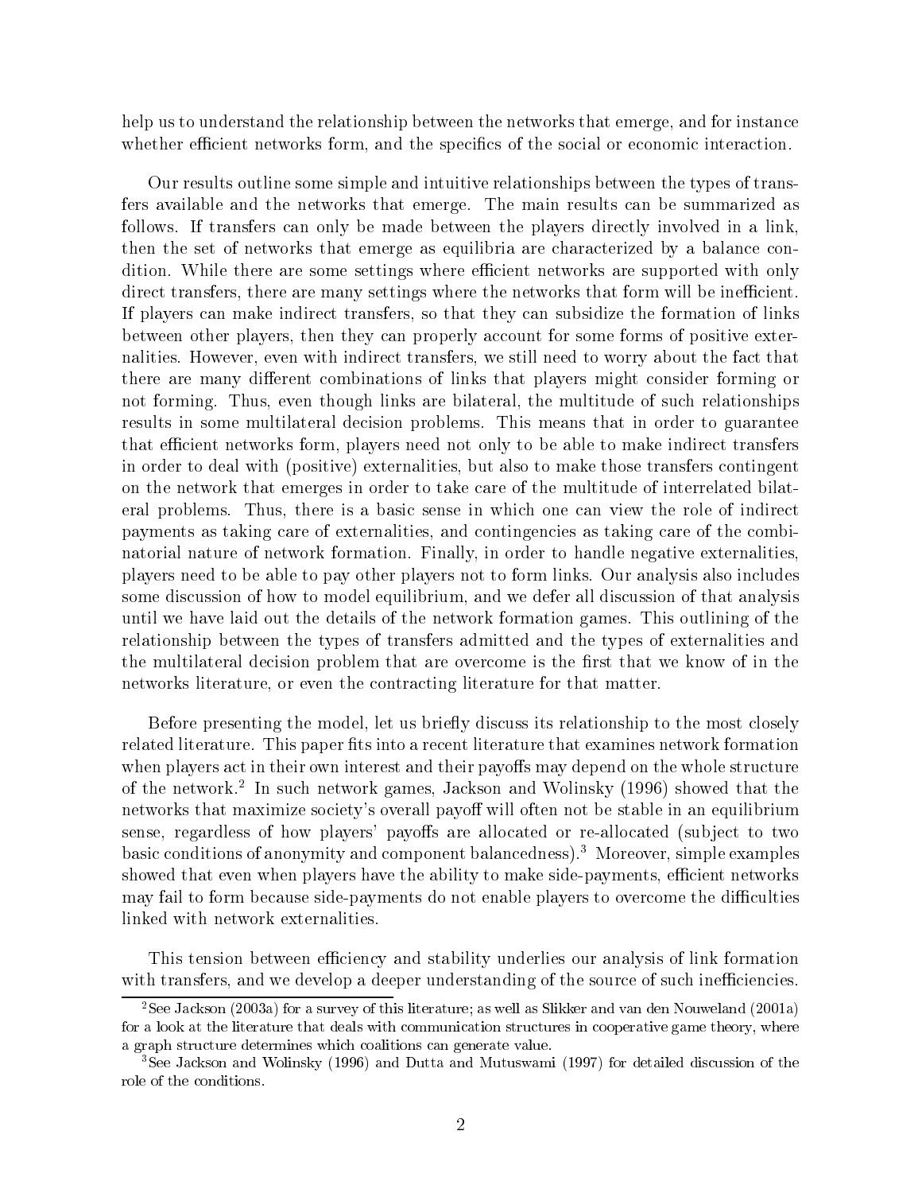help us to understand the relationship between the networks that emerge, and for instance whether efficient networks form, and the specifics of the social or economic interaction.

Our results outline some simple and intuitive relationships between the types of transfers available and the networks that emerge. The main results can be summarized as follows. If transfers can only be made between the players directly involved in a link, then the set of networks that emerge as equilibria are characterized by a balance condition. While there are some settings where efficient networks are supported with only direct transfers, there are many settings where the networks that form will be inefficient. If players can make indirect transfers, so that they can subsidize the formation of links between other players, then they can properly account for some forms of positive externalities. However, even with indirect transfers, we still need to worry about the fact that there are many different combinations of links that players might consider forming or not forming. Thus, even though links are bilateral, the multitude of such relationships results in some multilateral decision problems. This means that in order to guarantee that efficient networks form, players need not only to be able to make indirect transfers in order to deal with (positive) externalities, but also to make those transfers contingent on the network that emerges in order to take care of the multitude of interrelated bilateral problems. Thus, there is a basic sense in which one can view the role of indirect payments as taking care of externalities, and contingencies as taking care of the combinatorial nature of network formation. Finally, in order to handle negative externalities, players need to be able to pay other players not to form links. Our analysis also includes some discussion of how to model equilibrium, and we defer all discussion of that analysis until we have laid out the details of the network formation games. This outlining of the relationship between the types of transfers admitted and the types of externalities and the multilateral decision problem that are overcome is the first that we know of in the networks literature, or even the contracting literature for that matter.

Before presenting the model, let us briefly discuss its relationship to the most closely related literature. This paper fits into a recent literature that examines network formation when players act in their own interest and their payoffs may depend on the whole structure of the network.[2] In such network games, Jackson and Wolinsky (1996) showed that the networks that maximize society's overall payoff will often not be stable in an equilibrium sense, regardless of how players' payoffs are allocated or re-allocated (subject to two basic conditions of anonymity and component balancedness).[3] Moreover, simple examples showed that even when players have the ability to make side-payments, efficient networks may fail to form because side-payments do not enable players to overcome the difficulties linked with network externalities.

This tension between efficiency and stability underlies our analysis of link formation with transfers, and we develop a deeper understanding of the source of such inefficiencies.

[2] See Jackson (2003a) for a survey of this literature; as well as Slikker and van den Nouweland (2001a) for a look at the literature that deals with communication structures in cooperative game theory, where a graph structure determines which coalitions can generate value.

[3] See Jackson and Wolinsky (1996) and Dutta and Mutuswami (1997) for detailed discussion of the role of the conditions.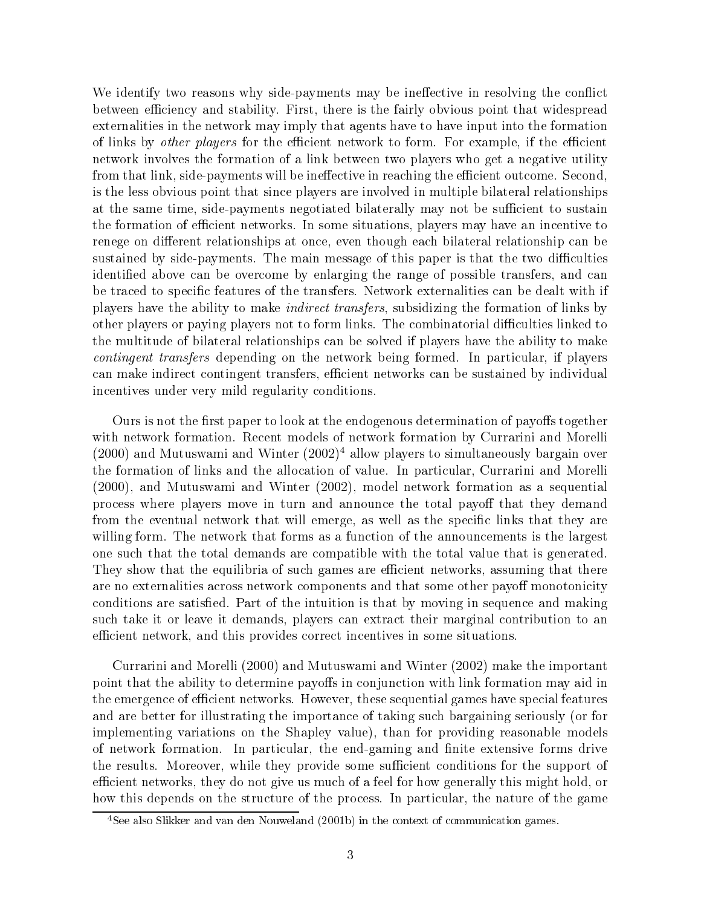We identify two reasons why side-payments may be ineffective in resolving the conflict between efficiency and stability. First, there is the fairly obvious point that widespread externalities in the network may imply that agents have to have input into the formation of links by *other players* for the efficient network to form. For example, if the efficient network involves the formation of a link between two players who get a negative utility from that link, side-payments will be ineffective in reaching the efficient outcome. Second, is the less obvious point that since players are involved in multiple bilateral relationships at the same time, side-payments negotiated bilaterally may not be sufficient to sustain the formation of efficient networks. In some situations, players may have an incentive to renege on different relationships at once, even though each bilateral relationship can be sustained by side-payments. The main message of this paper is that the two difficulties identified above can be overcome by enlarging the range of possible transfers, and can be traced to specific features of the transfers. Network externalities can be dealt with if players have the ability to make *indirect transfers*, subsidizing the formation of links by other players or paying players not to form links. The combinatorial difficulties linked to the multitude of bilateral relationships can be solved if players have the ability to make *contingent transfers* depending on the network being formed. In particular, if players can make indirect contingent transfers, efficient networks can be sustained by individual incentives under very mild regularity conditions.

Ours is not the first paper to look at the endogenous determination of payoffs together with network formation. Recent models of network formation by Currarini and Morelli (2000) and Mutuswami and Winter (2002)[4] allow players to simultaneously bargain over the formation of links and the allocation of value. In particular, Currarini and Morelli (2000), and Mutuswami and Winter (2002), model network formation as a sequential process where players move in turn and announce the total payoff that they demand from the eventual network that will emerge, as well as the specific links that they are willing form. The network that forms as a function of the announcements is the largest one such that the total demands are compatible with the total value that is generated. They show that the equilibria of such games are efficient networks, assuming that there are no externalities across network components and that some other payoff monotonicity conditions are satisfied. Part of the intuition is that by moving in sequence and making such take it or leave it demands, players can extract their marginal contribution to an efficient network, and this provides correct incentives in some situations.

Currarini and Morelli (2000) and Mutuswami and Winter (2002) make the important point that the ability to determine payoffs in conjunction with link formation may aid in the emergence of efficient networks. However, these sequential games have special features and are better for illustrating the importance of taking such bargaining seriously (or for implementing variations on the Shapley value), than for providing reasonable models of network formation. In particular, the end-gaming and finite extensive forms drive the results. Moreover, while they provide some sufficient conditions for the support of efficient networks, they do not give us much of a feel for how generally this might hold, or how this depends on the structure of the process. In particular, the nature of the game

[4] See also Slikker and van den Nouweland (2001b) in the context of communication games.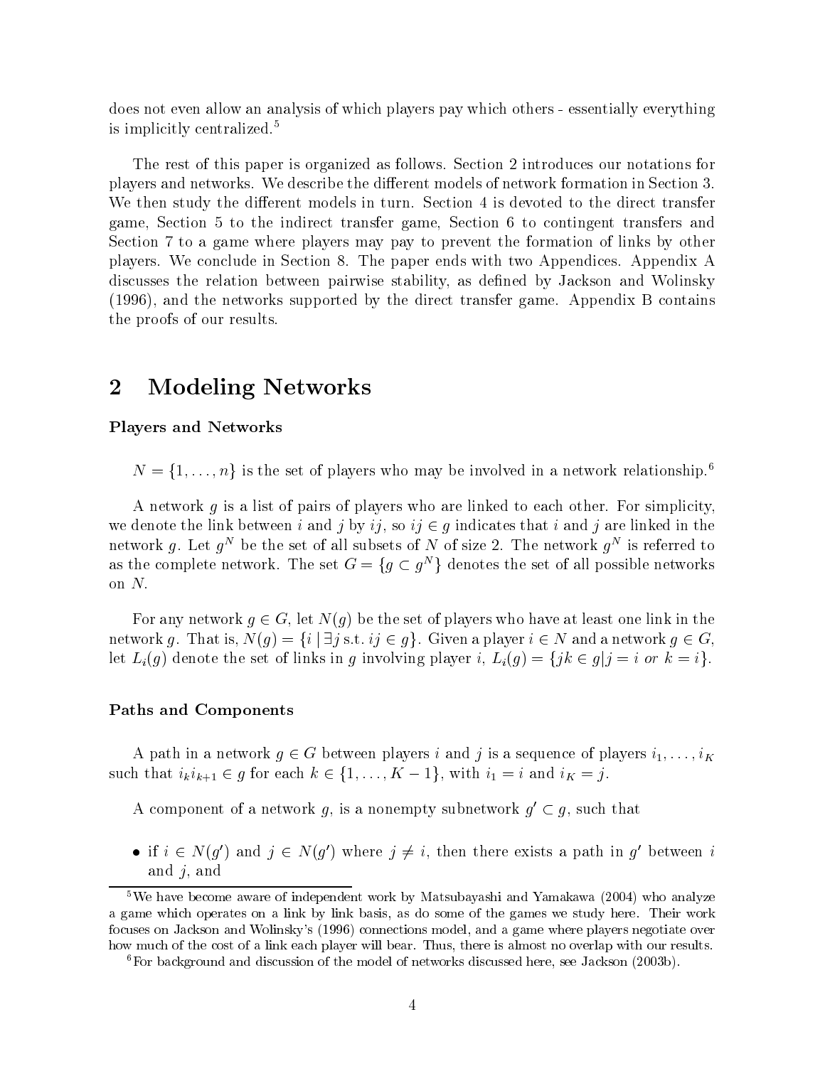does not even allow an analysis of which players pay which others - essentially everything is implicitly centralized.[5]

The rest of this paper is organized as follows. Section 2 introduces our notations for players and networks. We describe the different models of network formation in Section 3. We then study the different models in turn. Section 4 is devoted to the direct transfer game, Section 5 to the indirect transfer game, Section 6 to contingent transfers and Section 7 to a game where players may pay to prevent the formation of links by other players. We conclude in Section 8. The paper ends with two Appendices. Appendix A discusses the relation between pairwise stability, as defined by Jackson and Wolinsky (1996), and the networks supported by the direct transfer game. Appendix B contains the proofs of our results.

## 2 Modeling Networks

### Players and Networks

$N = \{1, \ldots, n\}$ is the set of players who may be involved in a network relationship.[6]

A network $g$ is a list of pairs of players who are linked to each other. For simplicity, we denote the link between $i$ and $j$ by $ij$, so $ij \in g$ indicates that $i$ and $j$ are linked in the network $g$. Let $g^N$ be the set of all subsets of $N$ of size 2. The network $g^N$ is referred to as the complete network. The set $G = \{g \subset g^N\}$ denotes the set of all possible networks on $N$.

For any network $g \in G$, let $N(g)$ be the set of players who have at least one link in the network $g$. That is, $N(g) = \{i \mid \exists j \text{ s.t. } ij \in g\}$. Given a player $i \in N$ and a network $g \in G$, let $L_i(g)$ denote the set of links in $g$ involving player $i$, $L_i(g) = \{jk \in g | j = i \text{ or } k = i\}$.

### Paths and Components

A path in a network $g \in G$ between players $i$ and $j$ is a sequence of players $i_1, \ldots, i_K$ such that $i_k i_{k+1} \in g$ for each $k \in \{1, \ldots, K-1\}$, with $i_1 = i$ and $i_K = j$.

A component of a network $g$, is a nonempty subnetwork $g' \subset g$, such that

- if $i \in N(g')$ and $j \in N(g')$ where $j \neq i$, then there exists a path in $g'$ between $i$ and $j$, and

[5] We have become aware of independent work by Matsubayashi and Yamakawa (2004) who analyze a game which operates on a link by link basis, as do some of the games we study here. Their work focuses on Jackson and Wolinsky's (1996) connections model, and a game where players negotiate over how much of the cost of a link each player will bear. Thus, there is almost no overlap with our results.

[6] For background and discussion of the model of networks discussed here, see Jackson (2003b).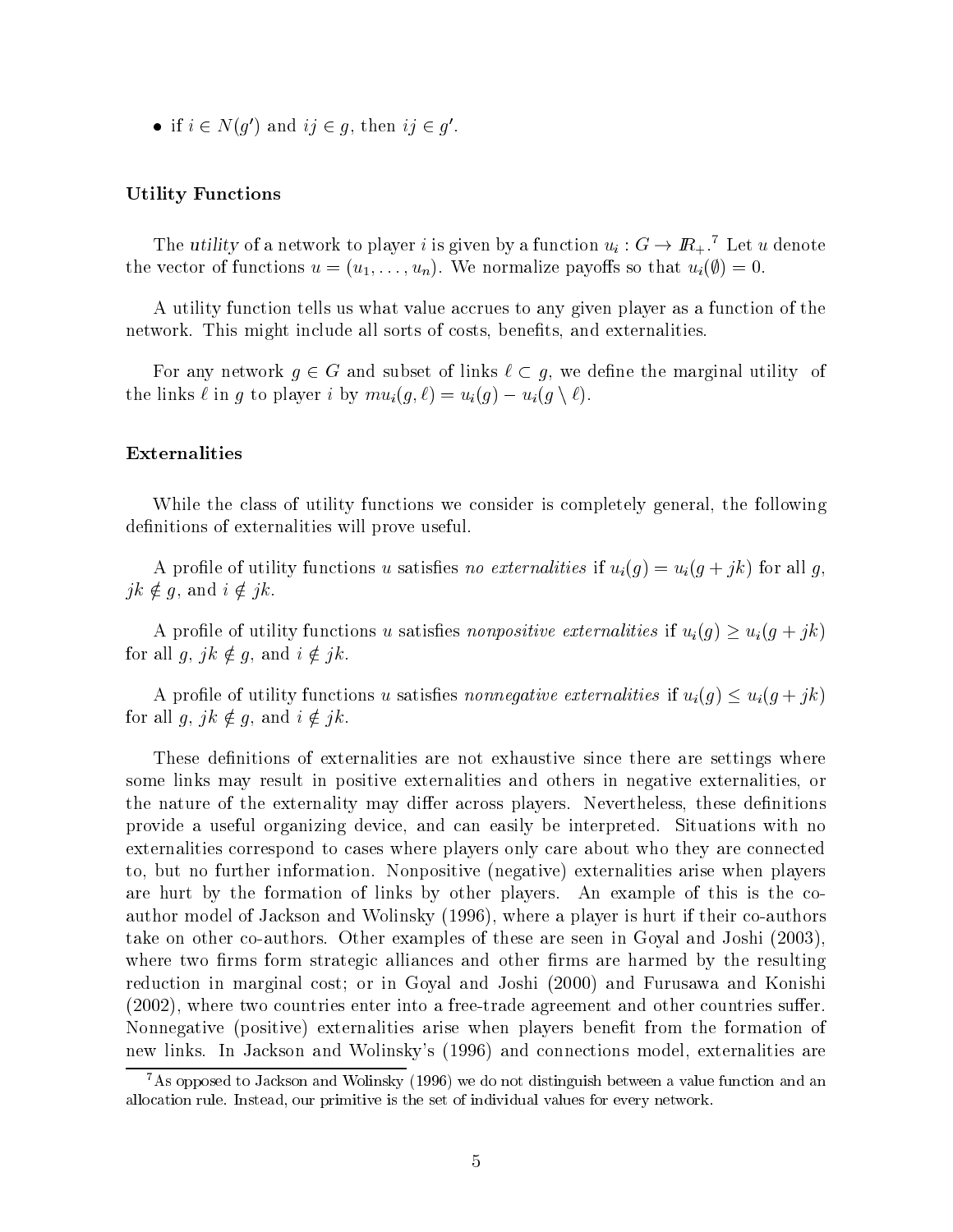- if $i \in N(g')$ and $ij \in g$, then $ij \in g'$.

### Utility Functions

The *utility* of a network to player $i$ is given by a function $u_i : G \rightarrow I\!R_+$.[7] Let $u$ denote the vector of functions $u = (u_1, \ldots, u_n)$. We normalize payoffs so that $u_i(\emptyset) = 0$.

A utility function tells us what value accrues to any given player as a function of the network. This might include all sorts of costs, benefits, and externalities.

For any network $g \in G$ and subset of links $\ell \subset g$, we define the marginal utility of the links $\ell$ in $g$ to player $i$ by $mu_i(g, \ell) = u_i(g) - u_i(g \setminus \ell)$.

### Externalities

While the class of utility functions we consider is completely general, the following definitions of externalities will prove useful.

A profile of utility functions $u$ satisfies *no externalities* if $u_i(g) = u_i(g + jk)$ for all $g$, $jk \notin g$, and $i \notin jk$.

A profile of utility functions $u$ satisfies *nonpositive externalities* if $u_i(g) \geq u_i(g + jk)$ for all $g$, $jk \notin g$, and $i \notin jk$.

A profile of utility functions $u$ satisfies *nonnegative externalities* if $u_i(g) \leq u_i(g + jk)$ for all $g$, $jk \notin g$, and $i \notin jk$.

These definitions of externalities are not exhaustive since there are settings where some links may result in positive externalities and others in negative externalities, or the nature of the externality may differ across players. Nevertheless, these definitions provide a useful organizing device, and can easily be interpreted. Situations with no externalities correspond to cases where players only care about who they are connected to, but no further information. Nonpositive (negative) externalities arise when players are hurt by the formation of links by other players. An example of this is the co-author model of Jackson and Wolinsky (1996), where a player is hurt if their co-authors take on other co-authors. Other examples of these are seen in Goyal and Joshi (2003), where two firms form strategic alliances and other firms are harmed by the resulting reduction in marginal cost; or in Goyal and Joshi (2000) and Furusawa and Konishi (2002), where two countries enter into a free-trade agreement and other countries suffer. Nonnegative (positive) externalities arise when players benefit from the formation of new links. In Jackson and Wolinsky's (1996) and connections model, externalities are

[7] As opposed to Jackson and Wolinsky (1996) we do not distinguish between a value function and an allocation rule. Instead, our primitive is the set of individual values for every network.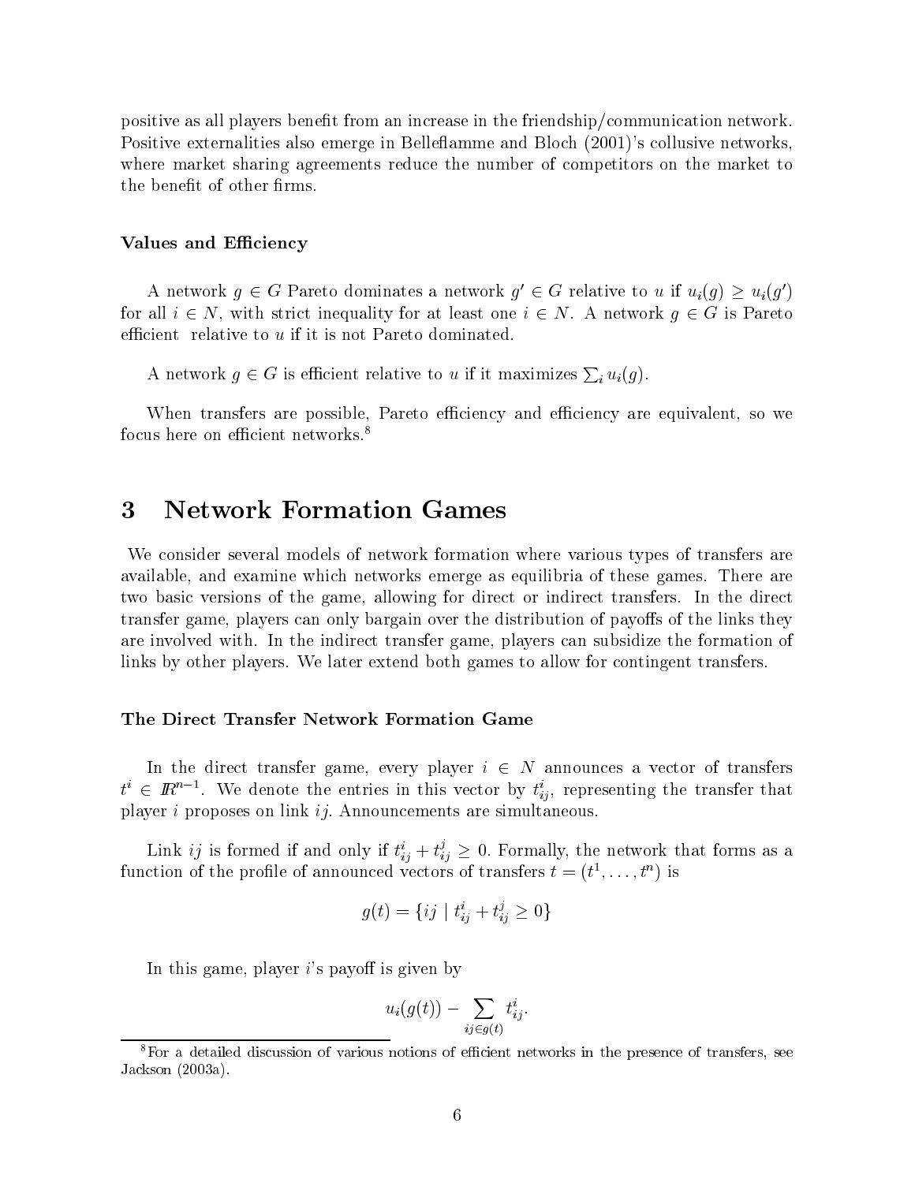positive as all players benefit from an increase in the friendship/communication network. Positive externalities also emerge in Belleflamme and Bloch (2001)'s collusive networks, where market sharing agreements reduce the number of competitors on the market to the benefit of other firms.

### Values and Efficiency

A network $g \in G$ Pareto dominates a network $g' \in G$ relative to $u$ if $u_i(g) \geq u_i(g')$ for all $i \in N$, with strict inequality for at least one $i \in N$. A network $g \in G$ is Pareto efficient relative to $u$ if it is not Pareto dominated.

A network $g \in G$ is efficient relative to $u$ if it maximizes $\sum_i u_i(g)$.

When transfers are possible, Pareto efficiency and efficiency are equivalent, so we focus here on efficient networks.[8]

## 3 Network Formation Games

We consider several models of network formation where various types of transfers are available, and examine which networks emerge as equilibria of these games. There are two basic versions of the game, allowing for direct or indirect transfers. In the direct transfer game, players can only bargain over the distribution of payoffs of the links they are involved with. In the indirect transfer game, players can subsidize the formation of links by other players. We later extend both games to allow for contingent transfers.

### The Direct Transfer Network Formation Game

In the direct transfer game, every player $i \in N$ announces a vector of transfers $t^i \in \mathbb{R}^{n-1}$. We denote the entries in this vector by $t^i_{ij}$, representing the transfer that player $i$ proposes on link $ij$. Announcements are simultaneous.

Link $ij$ is formed if and only if $t^i_{ij} + t^j_{ij} \geq 0$. Formally, the network that forms as a function of the profile of announced vectors of transfers $t = (t^1, \ldots, t^n)$ is

$$g(t) = \{ij \mid t^i_{ij} + t^j_{ij} \geq 0\}$$

In this game, player $i$'s payoff is given by

$$u_i(g(t)) - \sum_{ij \in g(t)} t^i_{ij}.$$

[8] For a detailed discussion of various notions of efficient networks in the presence of transfers, see Jackson (2003a).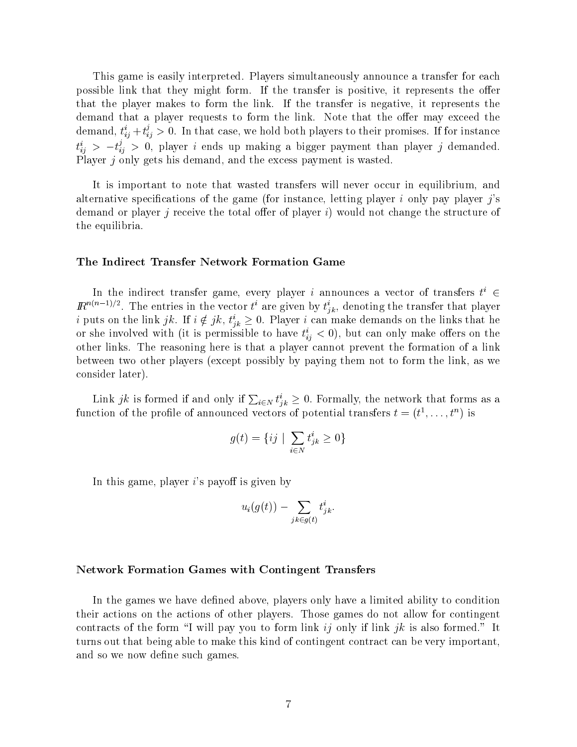This game is easily interpreted. Players simultaneously announce a transfer for each possible link that they might form. If the transfer is positive, it represents the offer that the player makes to form the link. If the transfer is negative, it represents the demand that a player requests to form the link. Note that the offer may exceed the demand, $t^i_{ij} + t^j_{ij} > 0$. In that case, we hold both players to their promises. If for instance $t^i_{ij} > -t^j_{ij} > 0$, player $i$ ends up making a bigger payment than player $j$ demanded. Player $j$ only gets his demand, and the excess payment is wasted.

It is important to note that wasted transfers will never occur in equilibrium, and alternative specifications of the game (for instance, letting player $i$ only pay player $j$'s demand or player $j$ receive the total offer of player $i$) would not change the structure of the equilibria.

### The Indirect Transfer Network Formation Game

In the indirect transfer game, every player $i$ announces a vector of transfers $t^i \in \mathbb{R}^{n(n-1)/2}$. The entries in the vector $t^i$ are given by $t^i_{jk}$, denoting the transfer that player $i$ puts on the link $jk$. If $i \notin jk$, $t^i_{jk} \geq 0$. Player $i$ can make demands on the links that he or she involved with (it is permissible to have $t^i_{ij} < 0$), but can only make offers on the other links. The reasoning here is that a player cannot prevent the formation of a link between two other players (except possibly by paying them not to form the link, as we consider later).

Link $jk$ is formed if and only if $\sum_{i \in N} t^i_{jk} \geq 0$. Formally, the network that forms as a function of the profile of announced vectors of potential transfers $t = (t^1, \ldots, t^n)$ is

$$g(t) = \{ij \mid \sum_{i \in N} t^i_{jk} \geq 0\}$$

In this game, player $i$'s payoff is given by

$$u_i(g(t)) - \sum_{jk \in g(t)} t^i_{jk}.$$

### Network Formation Games with Contingent Transfers

In the games we have defined above, players only have a limited ability to condition their actions on the actions of other players. Those games do not allow for contingent contracts of the form "I will pay you to form link $ij$ only if link $jk$ is also formed." It turns out that being able to make this kind of contingent contract can be very important, and so we now define such games.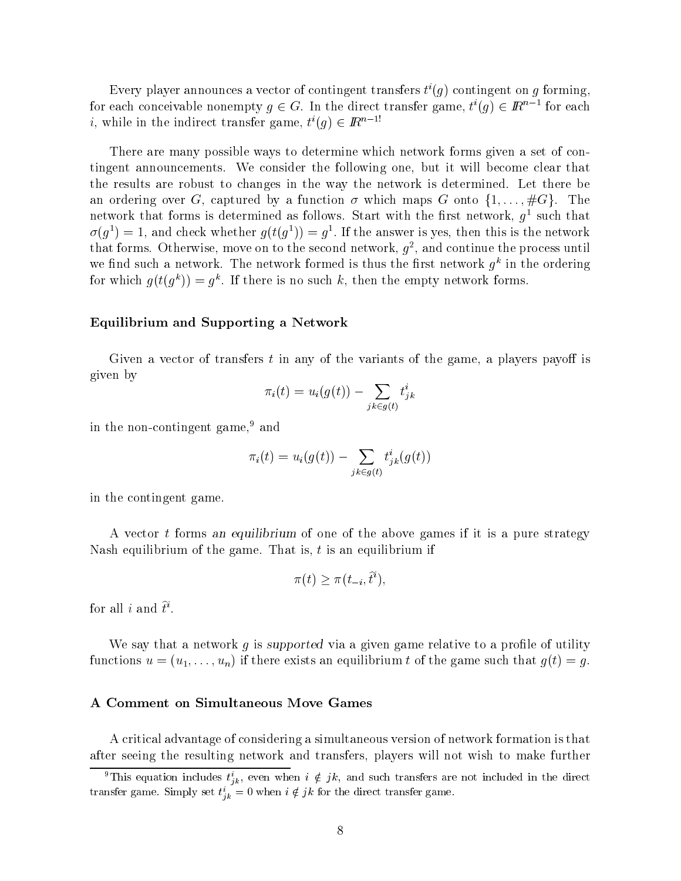Every player announces a vector of contingent transfers $t^i(g)$ contingent on $g$ forming, for each conceivable nonempty $g \in G$. In the direct transfer game, $t^i(g) \in I\!R^{n-1}$ for each $i$, while in the indirect transfer game, $t^i(g) \in I\!R^{n-1!}$

There are many possible ways to determine which network forms given a set of contingent announcements. We consider the following one, but it will become clear that the results are robust to changes in the way the network is determined. Let there be an ordering over $G$, captured by a function $\sigma$ which maps $G$ onto $\{1, \ldots, \#G\}$. The network that forms is determined as follows. Start with the first network, $g^1$ such that $\sigma(g^1) = 1$, and check whether $g(t(g^1)) = g^1$. If the answer is yes, then this is the network that forms. Otherwise, move on to the second network, $g^2$, and continue the process until we find such a network. The network formed is thus the first network $g^k$ in the ordering for which $g(t(g^k)) = g^k$. If there is no such $k$, then the empty network forms.

### Equilibrium and Supporting a Network

Given a vector of transfers $t$ in any of the variants of the game, a players payoff is given by

$$\pi_i(t) = u_i(g(t)) - \sum_{jk \in g(t)} t^i_{jk}$$

in the non-contingent game,[9] and

$$\pi_i(t) = u_i(g(t)) - \sum_{jk \in g(t)} t^i_{jk}(g(t))$$

in the contingent game.

A vector $t$ forms *an equilibrium* of one of the above games if it is a pure strategy Nash equilibrium of the game. That is, $t$ is an equilibrium if

$$\pi(t) \geq \pi(t_{-i}, \hat{t}^i),$$

for all $i$ and $\hat{t}^i$.

We say that a network $g$ is *supported* via a given game relative to a profile of utility functions $u = (u_1, \ldots, u_n)$ if there exists an equilibrium $t$ of the game such that $g(t) = g$.

### A Comment on Simultaneous Move Games

A critical advantage of considering a simultaneous version of network formation is that after seeing the resulting network and transfers, players will not wish to make further

[9] This equation includes $t^i_{jk}$, even when $i \notin jk$, and such transfers are not included in the direct transfer game. Simply set $t^i_{jk} = 0$ when $i \notin jk$ for the direct transfer game.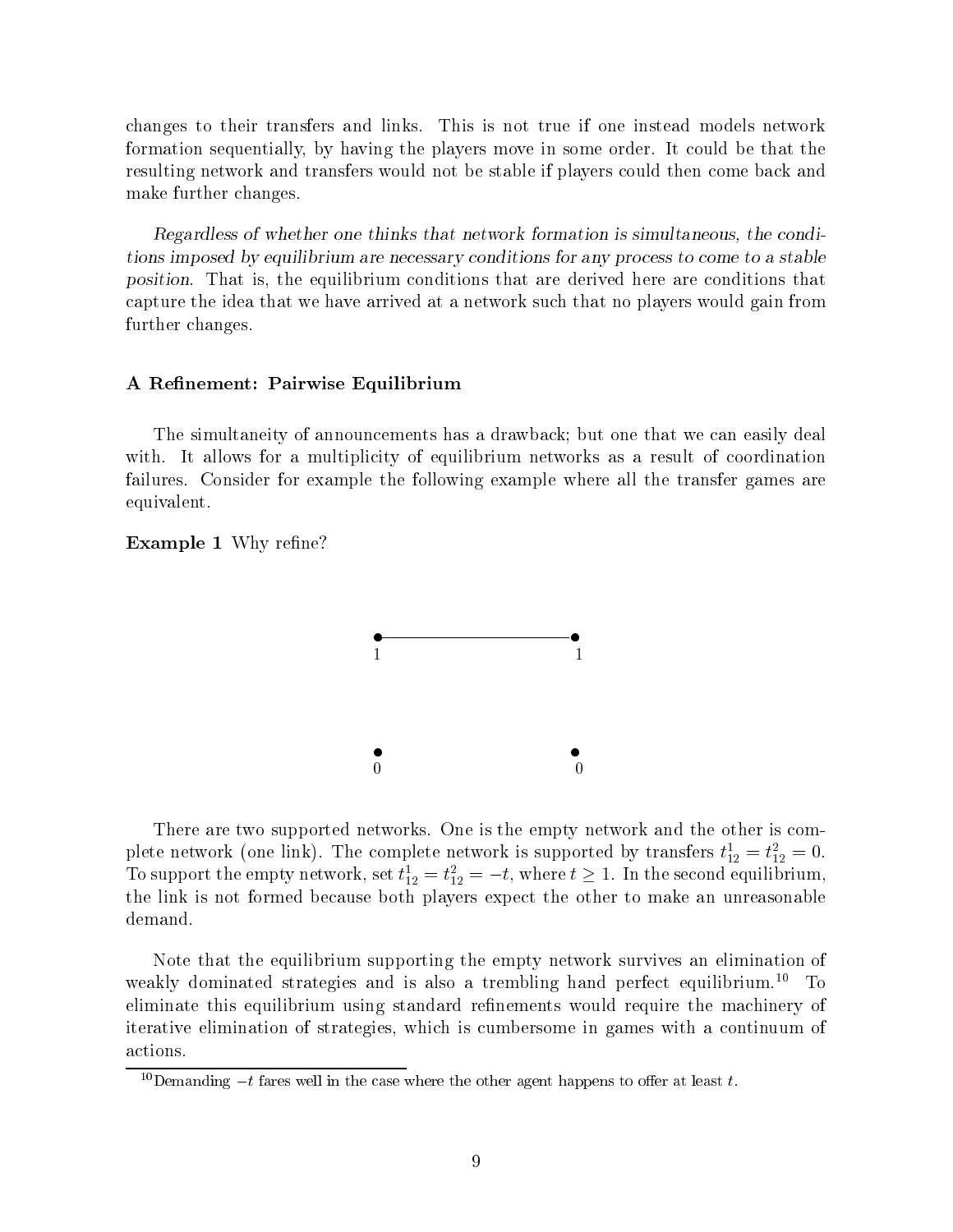changes to their transfers and links. This is not true if one instead models network formation sequentially, by having the players move in some order. It could be that the resulting network and transfers would not be stable if players could then come back and make further changes.

*Regardless of whether one thinks that network formation is simultaneous, the conditions imposed by equilibrium are necessary conditions for any process to come to a stable position.* That is, the equilibrium conditions that are derived here are conditions that capture the idea that we have arrived at a network such that no players would gain from further changes.

### A Refinement: Pairwise Equilibrium

The simultaneity of announcements has a drawback; but one that we can easily deal with. It allows for a multiplicity of equilibrium networks as a result of coordination failures. Consider for example the following example where all the transfer games are equivalent.

**Example 1** Why refine?

There are two supported networks. One is the empty network and the other is complete network (one link). The complete network is supported by transfers $t_{12}^1 = t_{12}^2 = 0$. To support the empty network, set $t_{12}^1 = t_{12}^2 = -t$, where $t \geq 1$. In the second equilibrium, the link is not formed because both players expect the other to make an unreasonable demand.

Note that the equilibrium supporting the empty network survives an elimination of weakly dominated strategies and is also a trembling hand perfect equilibrium.[10] To eliminate this equilibrium using standard refinements would require the machinery of iterative elimination of strategies, which is cumbersome in games with a continuum of actions.

[10] Demanding $-t$ fares well in the case where the other agent happens to offer at least $t$.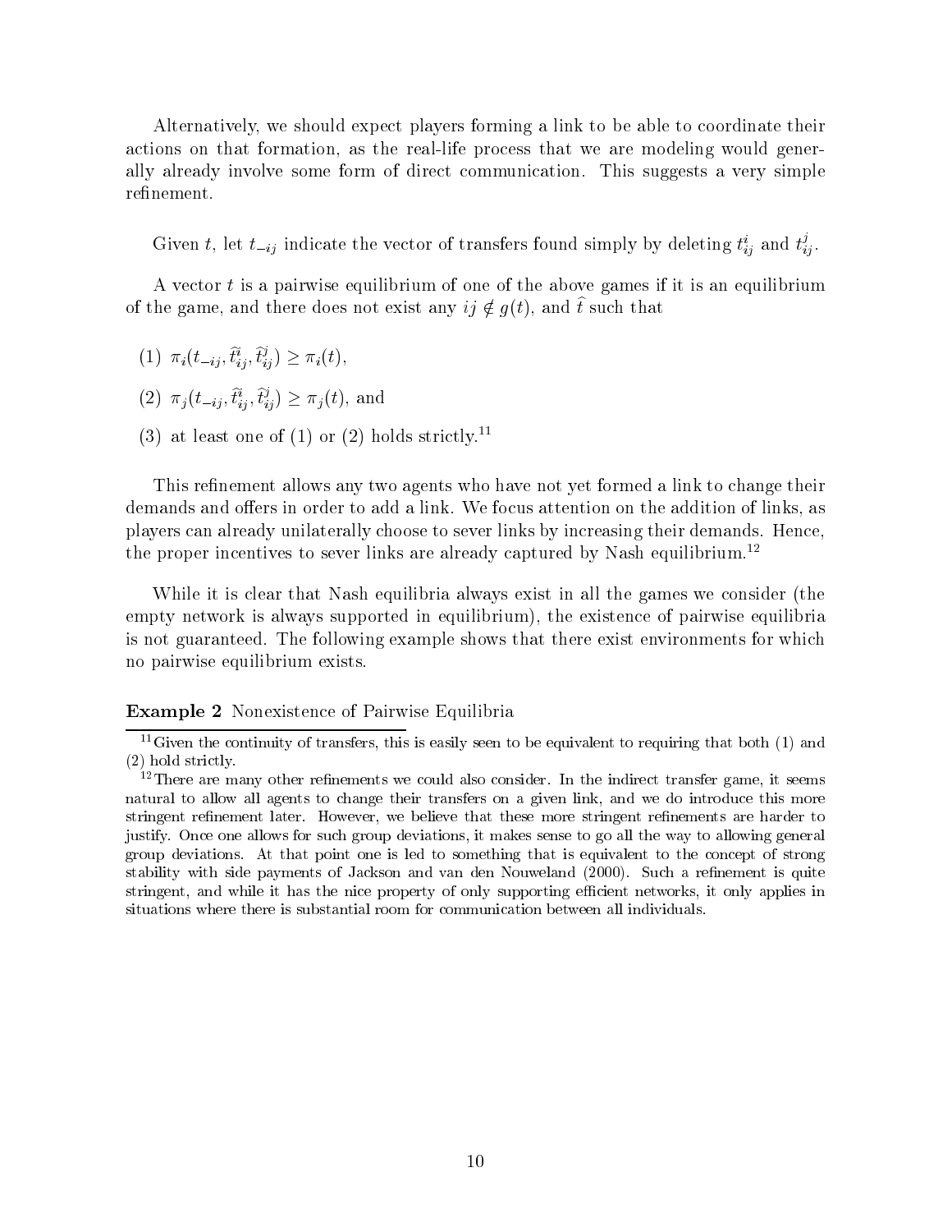Alternatively, we should expect players forming a link to be able to coordinate their actions on that formation, as the real-life process that we are modeling would generally already involve some form of direct communication. This suggests a very simple refinement.

Given $t$, let $t_{-ij}$ indicate the vector of transfers found simply by deleting $t^i_{ij}$ and $t^j_{ij}$.

A vector $t$ is a pairwise equilibrium of one of the above games if it is an equilibrium of the game, and there does not exist any $ij \notin g(t)$, and $\widehat{t}$ such that

(1) $\pi_i(t_{-ij}, \widehat{t}^i_{ij}, \widehat{t}^j_{ij}) \geq \pi_i(t)$,

(2) $\pi_j(t_{-ij}, \widehat{t}^i_{ij}, \widehat{t}^j_{ij}) \geq \pi_j(t)$, and

(3) at least one of (1) or (2) holds strictly.[11]

This refinement allows any two agents who have not yet formed a link to change their demands and offers in order to add a link. We focus attention on the addition of links, as players can already unilaterally choose to sever links by increasing their demands. Hence, the proper incentives to sever links are already captured by Nash equilibrium.[12]

While it is clear that Nash equilibria always exist in all the games we consider (the empty network is always supported in equilibrium), the existence of pairwise equilibria is not guaranteed. The following example shows that there exist environments for which no pairwise equilibrium exists.

**Example 2** Nonexistence of Pairwise Equilibria

[11] Given the continuity of transfers, this is easily seen to be equivalent to requiring that both (1) and (2) hold strictly.

[12] There are many other refinements we could also consider. In the indirect transfer game, it seems natural to allow all agents to change their transfers on a given link, and we do introduce this more stringent refinement later. However, we believe that these more stringent refinements are harder to justify. Once one allows for such group deviations, it makes sense to go all the way to allowing general group deviations. At that point one is led to something that is equivalent to the concept of strong stability with side payments of Jackson and van den Nouweland (2000). Such a refinement is quite stringent, and while it has the nice property of only supporting efficient networks, it only applies in situations where there is substantial room for communication between all individuals.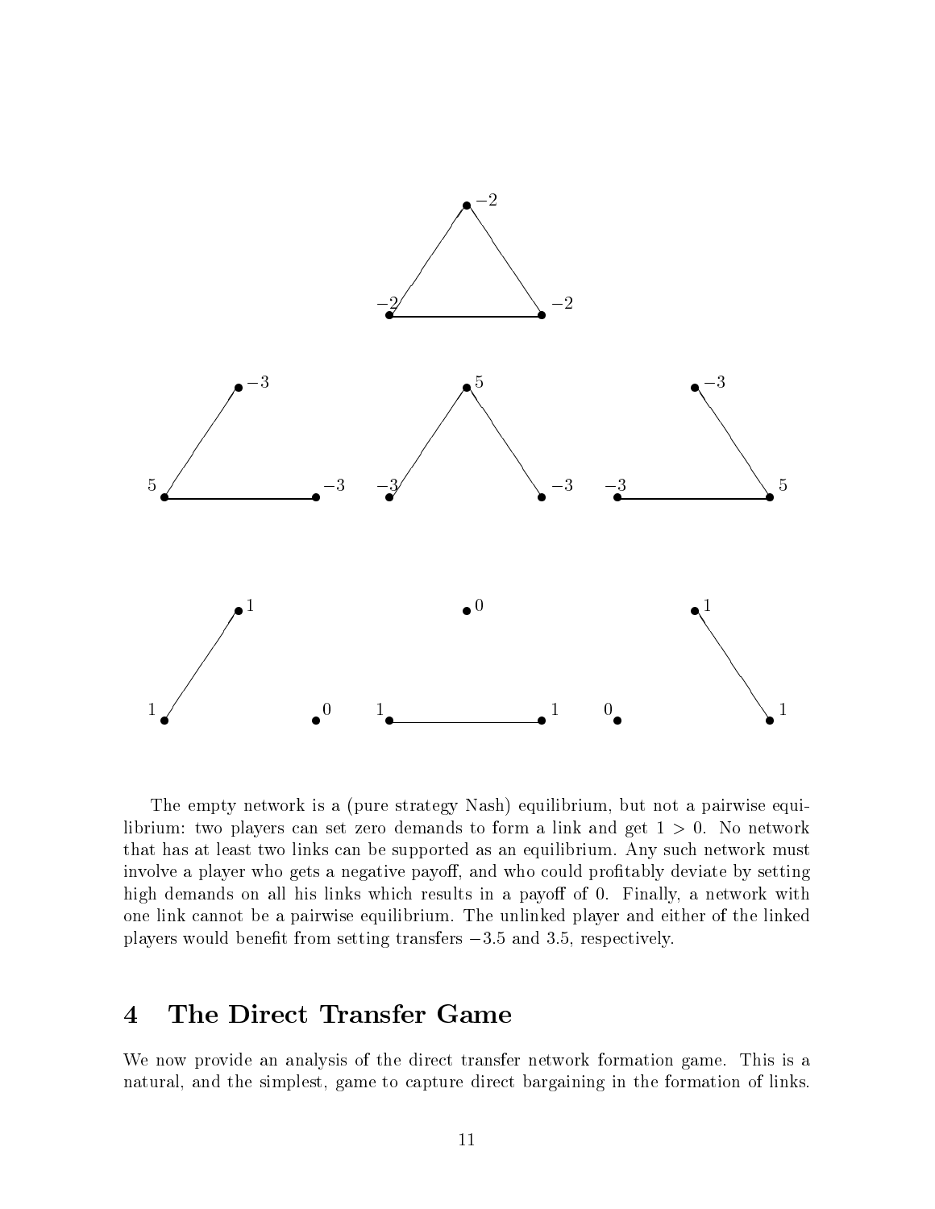The empty network is a (pure strategy Nash) equilibrium, but not a pairwise equilibrium: two players can set zero demands to form a link and get $1 > 0$. No network that has at least two links can be supported as an equilibrium. Any such network must involve a player who gets a negative payoff, and who could profitably deviate by setting high demands on all his links which results in a payoff of 0. Finally, a network with one link cannot be a pairwise equilibrium. The unlinked player and either of the linked players would benefit from setting transfers $-3.5$ and $3.5$, respectively.

## 4 The Direct Transfer Game

We now provide an analysis of the direct transfer network formation game. This is a natural, and the simplest, game to capture direct bargaining in the formation of links.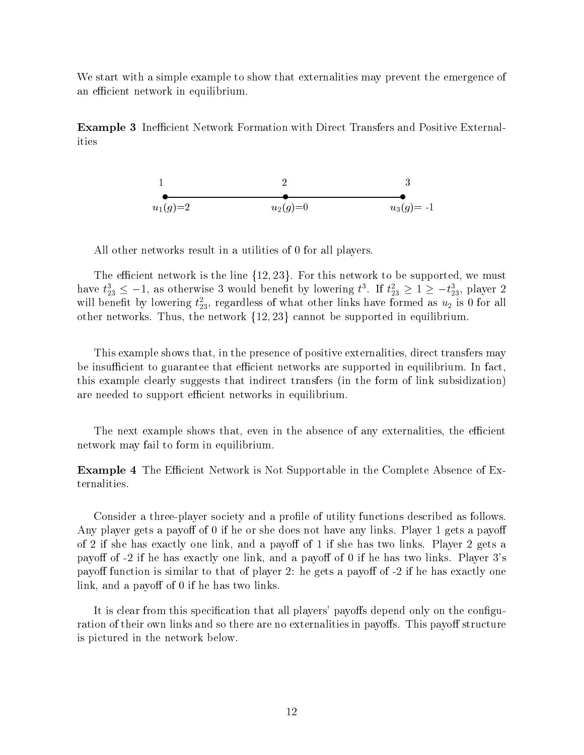We start with a simple example to show that externalities may prevent the emergence of an efficient network in equilibrium.

**Example 3** Inefficient Network Formation with Direct Transfers and Positive Externalities

1 —— 2 —— 3

$u_1(g)$=2 $u_2(g)$=0 $u_3(g)$= -1

All other networks result in a utilities of 0 for all players.

The efficient network is the line $\{12, 23\}$. For this network to be supported, we must have $t^3_{23} \leq -1$, as otherwise 3 would benefit by lowering $t^3$. If $t^2_{23} \geq 1 \geq -t^3_{23}$, player 2 will benefit by lowering $t^2_{23}$, regardless of what other links have formed as $u_2$ is 0 for all other networks. Thus, the network $\{12, 23\}$ cannot be supported in equilibrium.

This example shows that, in the presence of positive externalities, direct transfers may be insufficient to guarantee that efficient networks are supported in equilibrium. In fact, this example clearly suggests that indirect transfers (in the form of link subsidization) are needed to support efficient networks in equilibrium.

The next example shows that, even in the absence of any externalities, the efficient network may fail to form in equilibrium.

**Example 4** The Efficient Network is Not Supportable in the Complete Absence of Externalities.

Consider a three-player society and a profile of utility functions described as follows. Any player gets a payoff of 0 if he or she does not have any links. Player 1 gets a payoff of 2 if she has exactly one link, and a payoff of 1 if she has two links. Player 2 gets a payoff of -2 if he has exactly one link, and a payoff of 0 if he has two links. Player 3's payoff function is similar to that of player 2: he gets a payoff of -2 if he has exactly one link, and a payoff of 0 if he has two links.

It is clear from this specification that all players' payoffs depend only on the configuration of their own links and so there are no externalities in payoffs. This payoff structure is pictured in the network below.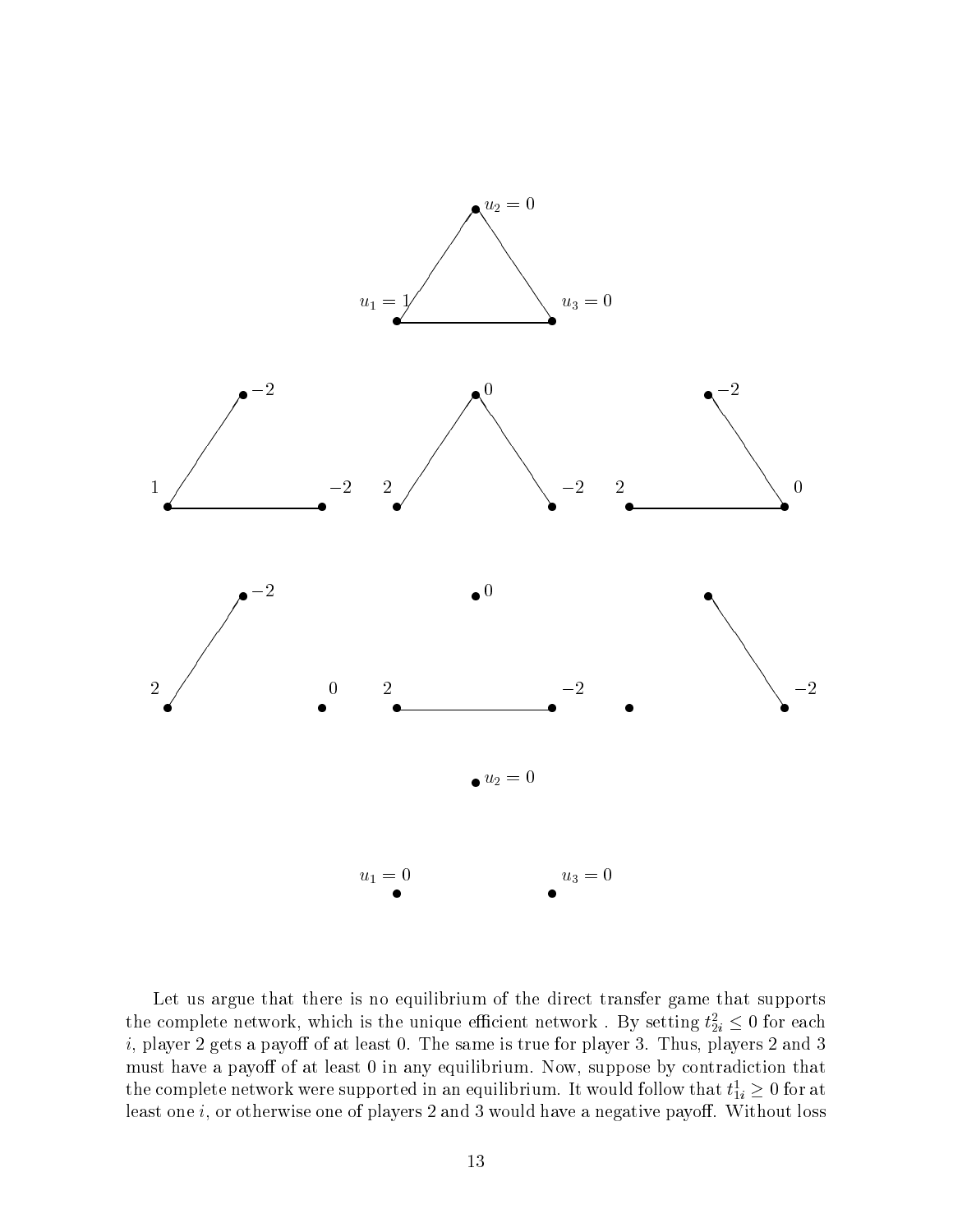Let us argue that there is no equilibrium of the direct transfer game that supports the complete network, which is the unique efficient network . By setting $t^2_{2i} \leq 0$ for each $i$, player 2 gets a payoff of at least 0. The same is true for player 3. Thus, players 2 and 3 must have a payoff of at least 0 in any equilibrium. Now, suppose by contradiction that the complete network were supported in an equilibrium. It would follow that $t^1_{1i} \geq 0$ for at least one $i$, or otherwise one of players 2 and 3 would have a negative payoff. Without loss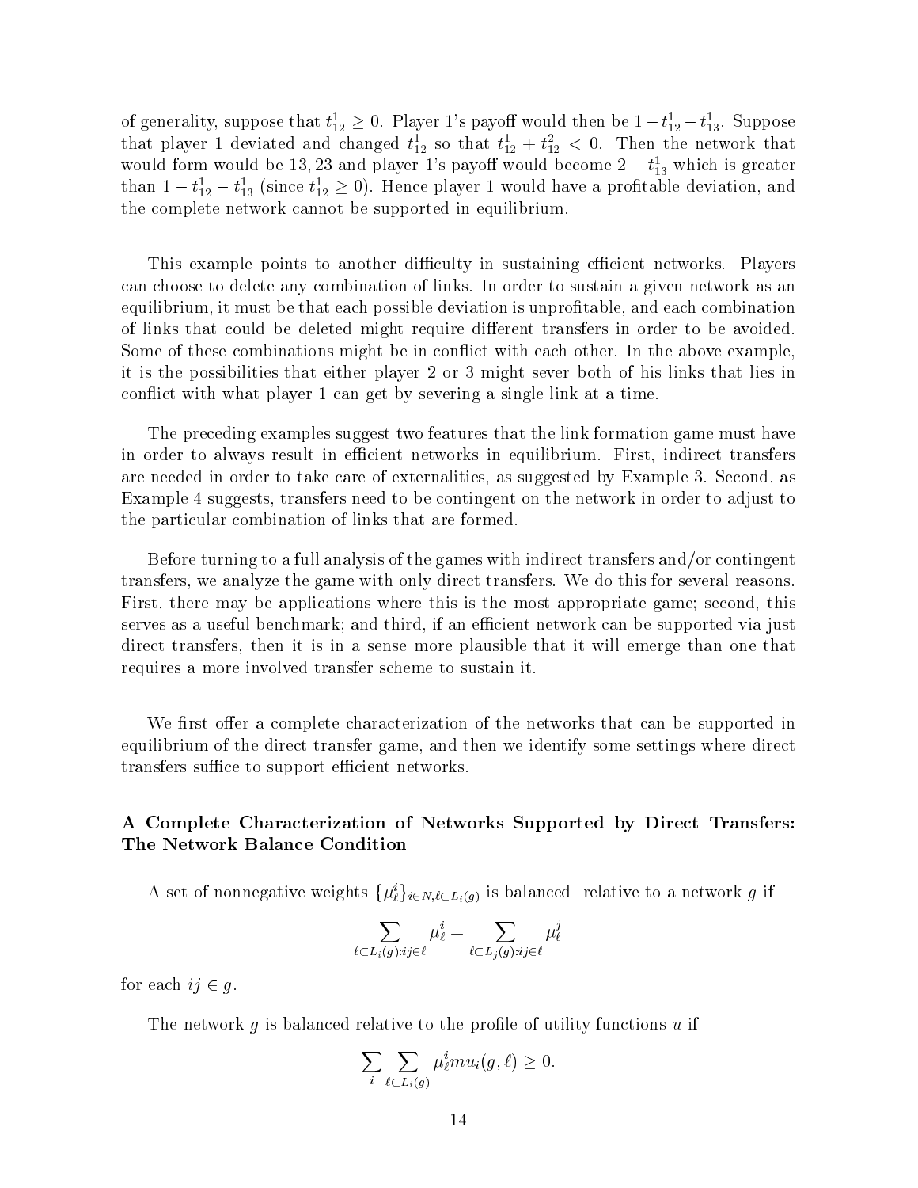of generality, suppose that $t^1_{12} \geq 0$. Player 1's payoff would then be $1 - t^1_{12} - t^1_{13}$. Suppose that player 1 deviated and changed $t^1_{12}$ so that $t^1_{12} + t^2_{12} < 0$. Then the network that would form would be 13, 23 and player 1's payoff would become $2 - t^1_{13}$ which is greater than $1 - t^1_{12} - t^1_{13}$ (since $t^1_{12} \geq 0$). Hence player 1 would have a profitable deviation, and the complete network cannot be supported in equilibrium.

This example points to another difficulty in sustaining efficient networks. Players can choose to delete any combination of links. In order to sustain a given network as an equilibrium, it must be that each possible deviation is unprofitable, and each combination of links that could be deleted might require different transfers in order to be avoided. Some of these combinations might be in conflict with each other. In the above example, it is the possibilities that either player 2 or 3 might sever both of his links that lies in conflict with what player 1 can get by severing a single link at a time.

The preceding examples suggest two features that the link formation game must have in order to always result in efficient networks in equilibrium. First, indirect transfers are needed in order to take care of externalities, as suggested by Example 3. Second, as Example 4 suggests, transfers need to be contingent on the network in order to adjust to the particular combination of links that are formed.

Before turning to a full analysis of the games with indirect transfers and/or contingent transfers, we analyze the game with only direct transfers. We do this for several reasons. First, there may be applications where this is the most appropriate game; second, this serves as a useful benchmark; and third, if an efficient network can be supported via just direct transfers, then it is in a sense more plausible that it will emerge than one that requires a more involved transfer scheme to sustain it.

We first offer a complete characterization of the networks that can be supported in equilibrium of the direct transfer game, and then we identify some settings where direct transfers suffice to support efficient networks.

### A Complete Characterization of Networks Supported by Direct Transfers: The Network Balance Condition

A set of nonnegative weights $\{\mu^i_\ell\}_{i \in N, \ell \subset L_i(g)}$ is balanced relative to a network $g$ if

$$\sum_{\ell \subset L_i(g): ij \in \ell} \mu^i_\ell = \sum_{\ell \subset L_j(g): ij \in \ell} \mu^j_\ell$$

for each $ij \in g$.

The network $g$ is balanced relative to the profile of utility functions $u$ if

$$\sum_i \sum_{\ell \subset L_i(g)} \mu^i_\ell mu_i(g, \ell) \geq 0.$$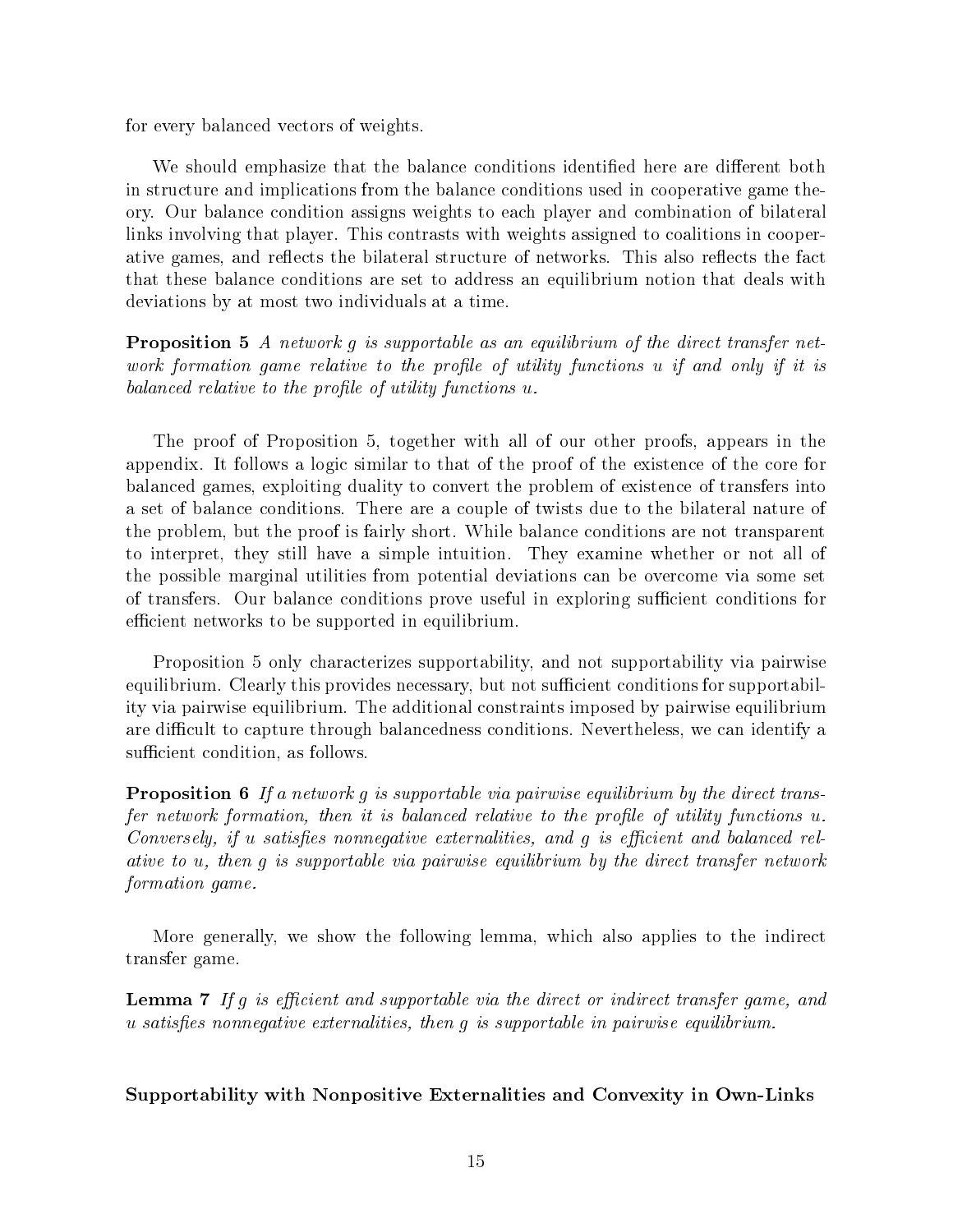for every balanced vectors of weights.

We should emphasize that the balance conditions identified here are different both in structure and implications from the balance conditions used in cooperative game theory. Our balance condition assigns weights to each player and combination of bilateral links involving that player. This contrasts with weights assigned to coalitions in cooperative games, and reflects the bilateral structure of networks. This also reflects the fact that these balance conditions are set to address an equilibrium notion that deals with deviations by at most two individuals at a time.

**Proposition 5** *A network $g$ is supportable as an equilibrium of the direct transfer network formation game relative to the profile of utility functions $u$ if and only if it is balanced relative to the profile of utility functions $u$.*

The proof of Proposition 5, together with all of our other proofs, appears in the appendix. It follows a logic similar to that of the proof of the existence of the core for balanced games, exploiting duality to convert the problem of existence of transfers into a set of balance conditions. There are a couple of twists due to the bilateral nature of the problem, but the proof is fairly short. While balance conditions are not transparent to interpret, they still have a simple intuition. They examine whether or not all of the possible marginal utilities from potential deviations can be overcome via some set of transfers. Our balance conditions prove useful in exploring sufficient conditions for efficient networks to be supported in equilibrium.

Proposition 5 only characterizes supportability, and not supportability via pairwise equilibrium. Clearly this provides necessary, but not sufficient conditions for supportability via pairwise equilibrium. The additional constraints imposed by pairwise equilibrium are difficult to capture through balancedness conditions. Nevertheless, we can identify a sufficient condition, as follows.

**Proposition 6** *If a network $g$ is supportable via pairwise equilibrium by the direct transfer network formation, then it is balanced relative to the profile of utility functions $u$. Conversely, if $u$ satisfies nonnegative externalities, and $g$ is efficient and balanced relative to $u$, then $g$ is supportable via pairwise equilibrium by the direct transfer network formation game.*

More generally, we show the following lemma, which also applies to the indirect transfer game.

**Lemma 7** *If $g$ is efficient and supportable via the direct or indirect transfer game, and $u$ satisfies nonnegative externalities, then $g$ is supportable in pairwise equilibrium.*

**Supportability with Nonpositive Externalities and Convexity in Own-Links**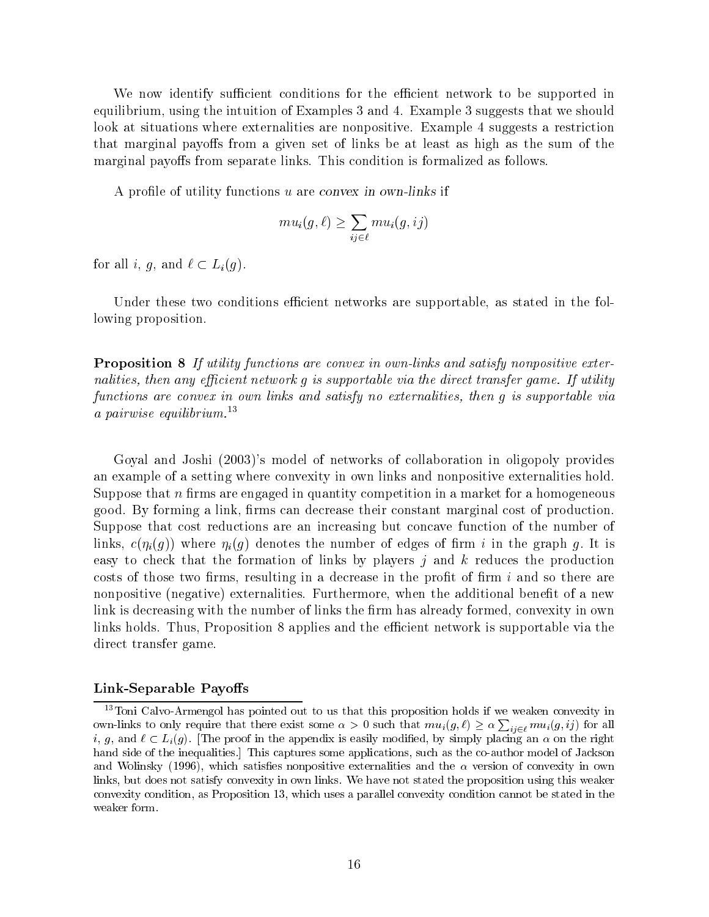We now identify sufficient conditions for the efficient network to be supported in equilibrium, using the intuition of Examples 3 and 4. Example 3 suggests that we should look at situations where externalities are nonpositive. Example 4 suggests a restriction that marginal payoffs from a given set of links be at least as high as the sum of the marginal payoffs from separate links. This condition is formalized as follows.

A profile of utility functions $u$ are *convex in own-links* if

$$mu_i(g, \ell) \geq \sum_{ij \in \ell} mu_i(g, ij)$$

for all $i$, $g$, and $\ell \subset L_i(g)$.

Under these two conditions efficient networks are supportable, as stated in the following proposition.

**Proposition 8** *If utility functions are convex in own-links and satisfy nonpositive externalities, then any efficient network $g$ is supportable via the direct transfer game. If utility functions are convex in own links and satisfy no externalities, then $g$ is supportable via a pairwise equilibrium.*[13]

Goyal and Joshi (2003)'s model of networks of collaboration in oligopoly provides an example of a setting where convexity in own links and nonpositive externalities hold. Suppose that $n$ firms are engaged in quantity competition in a market for a homogeneous good. By forming a link, firms can decrease their constant marginal cost of production. Suppose that cost reductions are an increasing but concave function of the number of links, $c(\eta_i(g))$ where $\eta_i(g)$ denotes the number of edges of firm $i$ in the graph $g$. It is easy to check that the formation of links by players $j$ and $k$ reduces the production costs of those two firms, resulting in a decrease in the profit of firm $i$ and so there are nonpositive (negative) externalities. Furthermore, when the additional benefit of a new link is decreasing with the number of links the firm has already formed, convexity in own links holds. Thus, Proposition 8 applies and the efficient network is supportable via the direct transfer game.

### Link-Separable Payoffs

[13] Toni Calvo-Armengol has pointed out to us that this proposition holds if we weaken convexity in own-links to only require that there exist some $\alpha > 0$ such that $mu_i(g, \ell) \geq \alpha \sum_{ij \in \ell} mu_i(g, ij)$ for all $i$, $g$, and $\ell \subset L_i(g)$. [The proof in the appendix is easily modified, by simply placing an $\alpha$ on the right hand side of the inequalities.] This captures some applications, such as the co-author model of Jackson and Wolinsky (1996), which satisfies nonpositive externalities and the $\alpha$ version of convexity in own links, but does not satisfy convexity in own links. We have not stated the proposition using this weaker convexity condition, as Proposition 13, which uses a parallel convexity condition cannot be stated in the weaker form.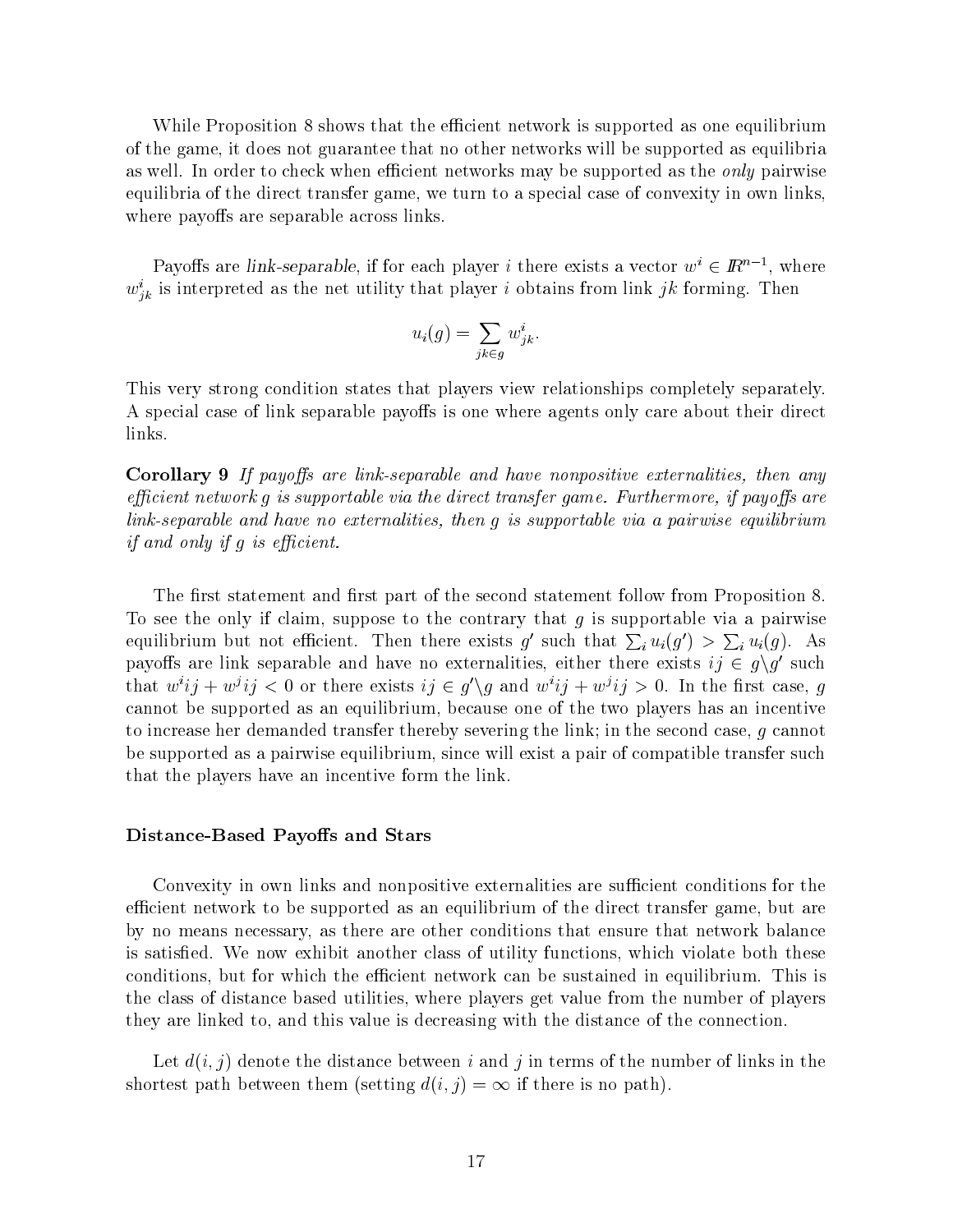While Proposition 8 shows that the efficient network is supported as one equilibrium of the game, it does not guarantee that no other networks will be supported as equilibria as well. In order to check when efficient networks may be supported as the *only* pairwise equilibria of the direct transfer game, we turn to a special case of convexity in own links, where payoffs are separable across links.

Payoffs are *link-separable*, if for each player $i$ there exists a vector $w^i \in I\!R^{n-1}$, where $w^i_{jk}$ is interpreted as the net utility that player $i$ obtains from link $jk$ forming. Then

$$u_i(g) = \sum_{jk \in g} w^i_{jk}.$$

This very strong condition states that players view relationships completely separately. A special case of link separable payoffs is one where agents only care about their direct links.

**Corollary 9** *If payoffs are link-separable and have nonpositive externalities, then any efficient network $g$ is supportable via the direct transfer game. Furthermore, if payoffs are link-separable and have no externalities, then $g$ is supportable via a pairwise equilibrium if and only if $g$ is efficient.*

The first statement and first part of the second statement follow from Proposition 8. To see the only if claim, suppose to the contrary that $g$ is supportable via a pairwise equilibrium but not efficient. Then there exists $g'$ such that $\sum_i u_i(g') > \sum_i u_i(g)$. As payoffs are link separable and have no externalities, either there exists $ij \in g \backslash g'$ such that $w^i ij + w^j ij < 0$ or there exists $ij \in g' \backslash g$ and $w^i ij + w^j ij > 0$. In the first case, $g$ cannot be supported as an equilibrium, because one of the two players has an incentive to increase her demanded transfer thereby severing the link; in the second case, $g$ cannot be supported as a pairwise equilibrium, since will exist a pair of compatible transfer such that the players have an incentive form the link.

### Distance-Based Payoffs and Stars

Convexity in own links and nonpositive externalities are sufficient conditions for the efficient network to be supported as an equilibrium of the direct transfer game, but are by no means necessary, as there are other conditions that ensure that network balance is satisfied. We now exhibit another class of utility functions, which violate both these conditions, but for which the efficient network can be sustained in equilibrium. This is the class of distance based utilities, where players get value from the number of players they are linked to, and this value is decreasing with the distance of the connection.

Let $d(i, j)$ denote the distance between $i$ and $j$ in terms of the number of links in the shortest path between them (setting $d(i, j) = \infty$ if there is no path).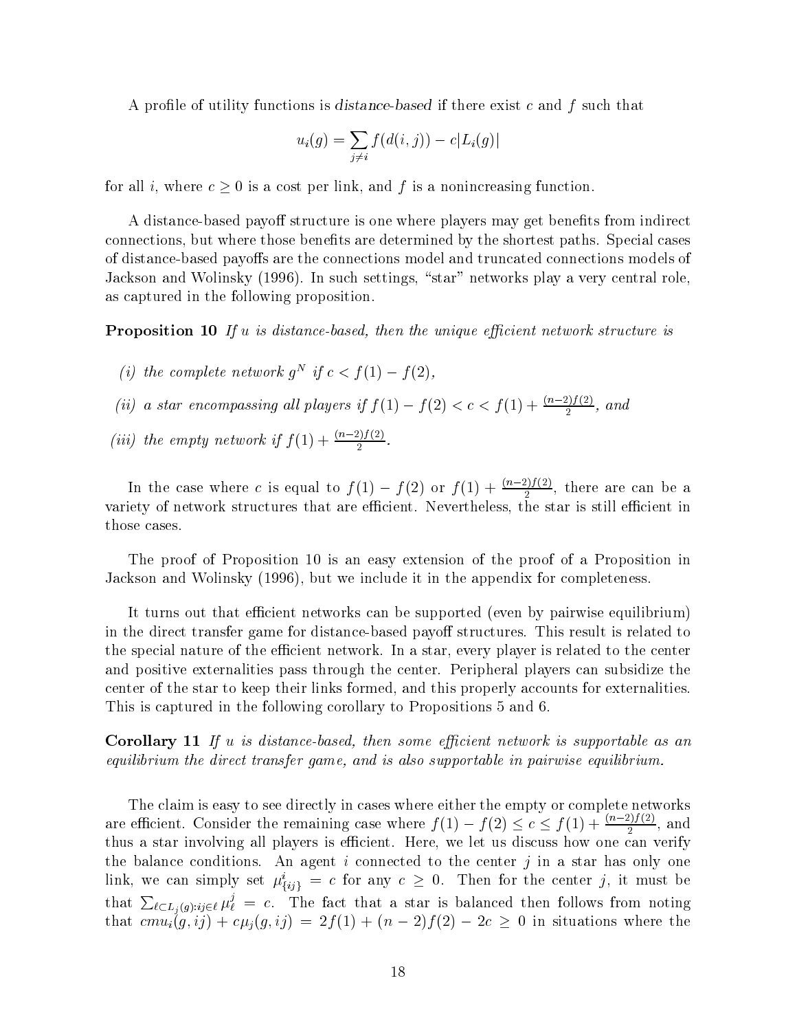A profile of utility functions is *distance-based* if there exist $c$ and $f$ such that

$$u_i(g) = \sum_{j \neq i} f(d(i,j)) - c|L_i(g)|$$

for all $i$, where $c \geq 0$ is a cost per link, and $f$ is a nonincreasing function.

A distance-based payoff structure is one where players may get benefits from indirect connections, but where those benefits are determined by the shortest paths. Special cases of distance-based payoffs are the connections model and truncated connections models of Jackson and Wolinsky (1996). In such settings, "star" networks play a very central role, as captured in the following proposition.

**Proposition 10** *If $u$ is distance-based, then the unique efficient network structure is*

*(i) the complete network $g^N$ if $c < f(1) - f(2)$,*

*(ii) a star encompassing all players if $f(1) - f(2) < c < f(1) + \frac{(n-2)f(2)}{2}$, and*

*(iii) the empty network if $f(1) + \frac{(n-2)f(2)}{2}$.*

In the case where $c$ is equal to $f(1) - f(2)$ or $f(1) + \frac{(n-2)f(2)}{2}$, there are can be a variety of network structures that are efficient. Nevertheless, the star is still efficient in those cases.

The proof of Proposition 10 is an easy extension of the proof of a Proposition in Jackson and Wolinsky (1996), but we include it in the appendix for completeness.

It turns out that efficient networks can be supported (even by pairwise equilibrium) in the direct transfer game for distance-based payoff structures. This result is related to the special nature of the efficient network. In a star, every player is related to the center and positive externalities pass through the center. Peripheral players can subsidize the center of the star to keep their links formed, and this properly accounts for externalities. This is captured in the following corollary to Propositions 5 and 6.

**Corollary 11** *If $u$ is distance-based, then some efficient network is supportable as an equilibrium the direct transfer game, and is also supportable in pairwise equilibrium.*

The claim is easy to see directly in cases where either the empty or complete networks are efficient. Consider the remaining case where $f(1) - f(2) \leq c \leq f(1) + \frac{(n-2)f(2)}{2}$, and thus a star involving all players is efficient. Here, we let us discuss how one can verify the balance conditions. An agent $i$ connected to the center $j$ in a star has only one link, we can simply set $\mu^i_{\{ij\}} = c$ for any $c \geq 0$. Then for the center $j$, it must be that $\sum_{\ell \subset L_j(g): ij \in \ell} \mu^j_\ell = c$. The fact that a star is balanced then follows from noting that $cmu_i(g,ij) + c\mu_j(g,ij) = 2f(1) + (n-2)f(2) - 2c \geq 0$ in situations where the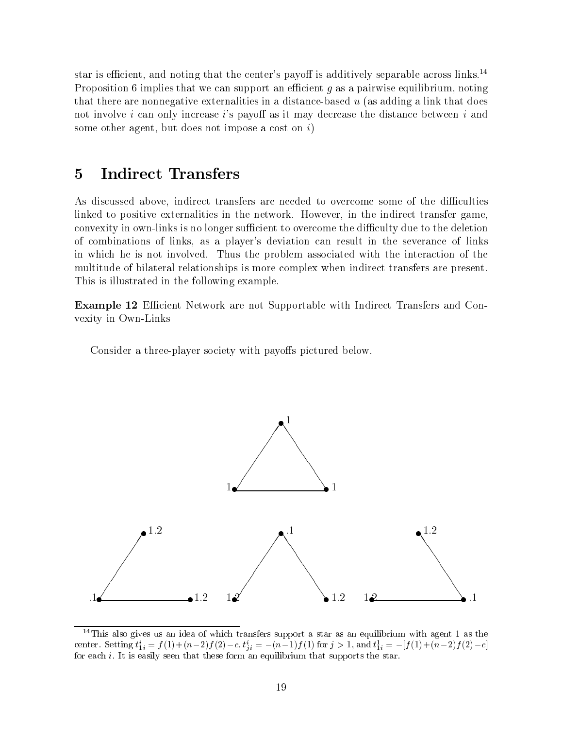star is efficient, and noting that the center's payoff is additively separable across links.[14] Proposition 6 implies that we can support an efficient $g$ as a pairwise equilibrium, noting that there are nonnegative externalities in a distance-based $u$ (as adding a link that does not involve $i$ can only increase $i$'s payoff as it may decrease the distance between $i$ and some other agent, but does not impose a cost on $i$)

# 5 Indirect Transfers

As discussed above, indirect transfers are needed to overcome some of the difficulties linked to positive externalities in the network. However, in the indirect transfer game, convexity in own-links is no longer sufficient to overcome the difficulty due to the deletion of combinations of links, as a player's deviation can result in the severance of links in which he is not involved. Thus the problem associated with the interaction of the multitude of bilateral relationships is more complex when indirect transfers are present. This is illustrated in the following example.

**Example 12** Efficient Network are not Supportable with Indirect Transfers and Convexity in Own-Links

Consider a three-player society with payoffs pictured below.

---

[14] This also gives us an idea of which transfers support a star as an equilibrium with agent 1 as the center. Setting $t^i_{1i} = f(1)+(n-2)f(2)-c, t^i_{ji} = -(n-1)f(1)$ for $j > 1$, and $t^1_{1i} = -[f(1)+(n-2)f(2)-c]$ for each $i$. It is easily seen that these form an equilibrium that supports the star.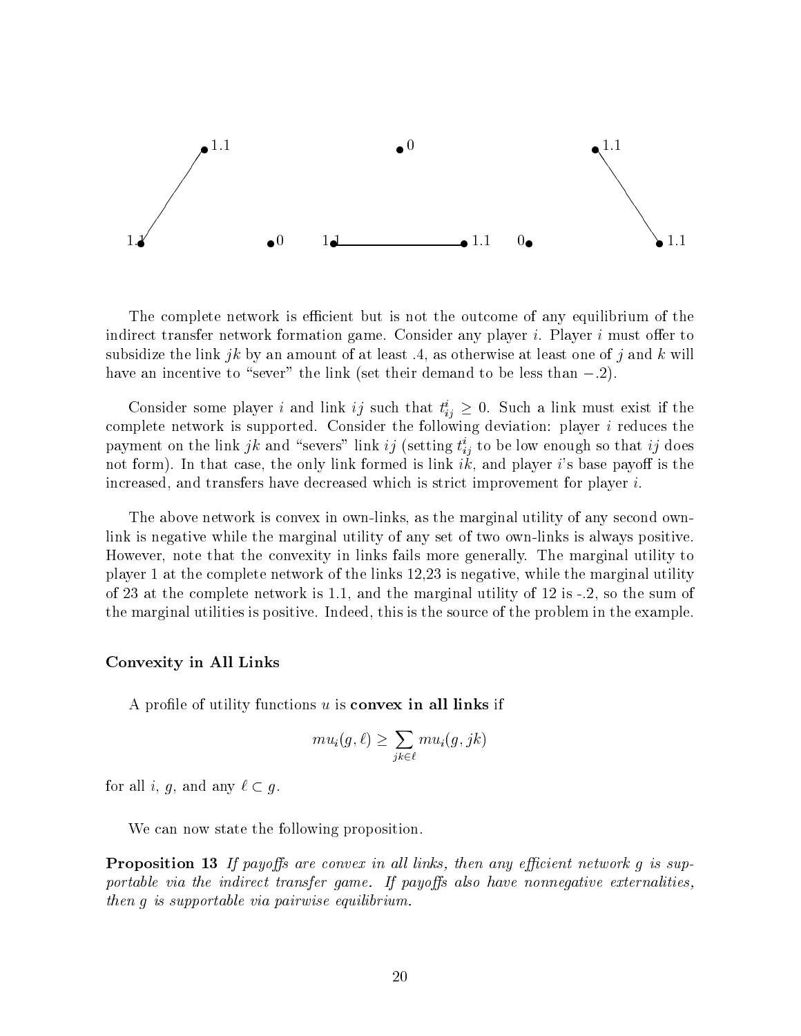The complete network is efficient but is not the outcome of any equilibrium of the indirect transfer network formation game. Consider any player $i$. Player $i$ must offer to subsidize the link $jk$ by an amount of at least .4, as otherwise at least one of $j$ and $k$ will have an incentive to "sever" the link (set their demand to be less than $-.2$).

Consider some player $i$ and link $ij$ such that $t^i_{ij} \geq 0$. Such a link must exist if the complete network is supported. Consider the following deviation: player $i$ reduces the payment on the link $jk$ and "severs" link $ij$ (setting $t^i_{ij}$ to be low enough so that $ij$ does not form). In that case, the only link formed is link $ik$, and player $i$'s base payoff is the increased, and transfers have decreased which is strict improvement for player $i$.

The above network is convex in own-links, as the marginal utility of any second own-link is negative while the marginal utility of any set of two own-links is always positive. However, note that the convexity in links fails more generally. The marginal utility to player 1 at the complete network of the links 12,23 is negative, while the marginal utility of 23 at the complete network is 1.1, and the marginal utility of 12 is -.2, so the sum of the marginal utilities is positive. Indeed, this is the source of the problem in the example.

### Convexity in All Links

A profile of utility functions $u$ is **convex in all links** if

$$mu_i(g, \ell) \geq \sum_{jk \in \ell} mu_i(g, jk)$$

for all $i$, $g$, and any $\ell \subset g$.

We can now state the following proposition.

**Proposition 13** *If payoffs are convex in all links, then any efficient network $g$ is supportable via the indirect transfer game. If payoffs also have nonnegative externalities, then $g$ is supportable via pairwise equilibrium.*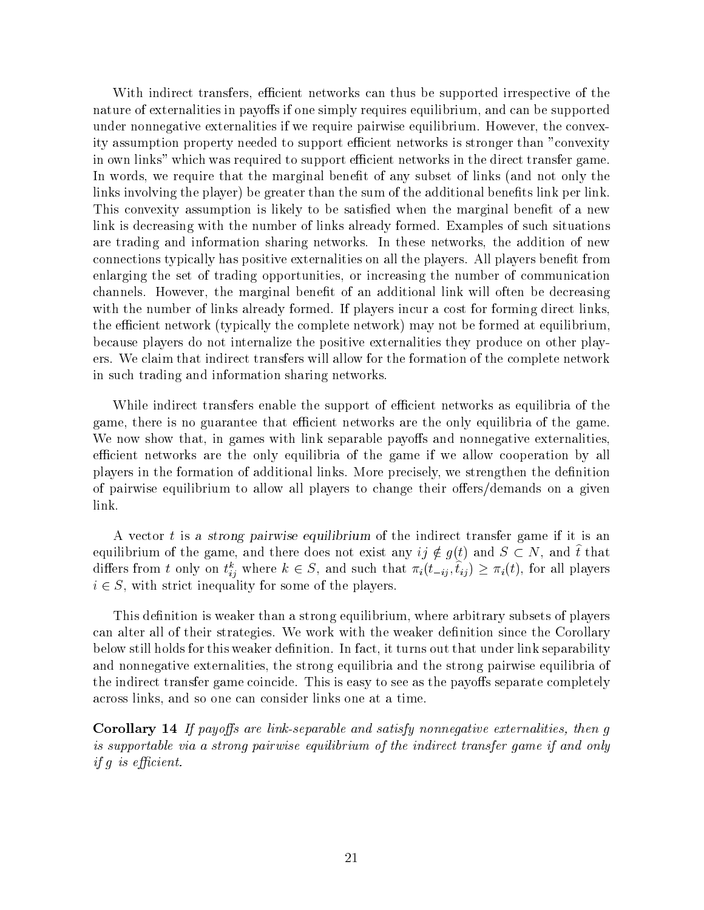With indirect transfers, efficient networks can thus be supported irrespective of the nature of externalities in payoffs if one simply requires equilibrium, and can be supported under nonnegative externalities if we require pairwise equilibrium. However, the convexity assumption property needed to support efficient networks is stronger than "convexity in own links" which was required to support efficient networks in the direct transfer game. In words, we require that the marginal benefit of any subset of links (and not only the links involving the player) be greater than the sum of the additional benefits link per link. This convexity assumption is likely to be satisfied when the marginal benefit of a new link is decreasing with the number of links already formed. Examples of such situations are trading and information sharing networks. In these networks, the addition of new connections typically has positive externalities on all the players. All players benefit from enlarging the set of trading opportunities, or increasing the number of communication channels. However, the marginal benefit of an additional link will often be decreasing with the number of links already formed. If players incur a cost for forming direct links, the efficient network (typically the complete network) may not be formed at equilibrium, because players do not internalize the positive externalities they produce on other players. We claim that indirect transfers will allow for the formation of the complete network in such trading and information sharing networks.

While indirect transfers enable the support of efficient networks as equilibria of the game, there is no guarantee that efficient networks are the only equilibria of the game. We now show that, in games with link separable payoffs and nonnegative externalities, efficient networks are the only equilibria of the game if we allow cooperation by all players in the formation of additional links. More precisely, we strengthen the definition of pairwise equilibrium to allow all players to change their offers/demands on a given link.

A vector $t$ is *a strong pairwise equilibrium* of the indirect transfer game if it is an equilibrium of the game, and there does not exist any $ij \notin g(t)$ and $S \subset N$, and $\widehat{t}$ that differs from $t$ only on $t^k_{ij}$ where $k \in S$, and such that $\pi_i(t_{-ij}, \widehat{t}_{ij}) \geq \pi_i(t)$, for all players $i \in S$, with strict inequality for some of the players.

This definition is weaker than a strong equilibrium, where arbitrary subsets of players can alter all of their strategies. We work with the weaker definition since the Corollary below still holds for this weaker definition. In fact, it turns out that under link separability and nonnegative externalities, the strong equilibria and the strong pairwise equilibria of the indirect transfer game coincide. This is easy to see as the payoffs separate completely across links, and so one can consider links one at a time.

**Corollary 14** *If payoffs are link-separable and satisfy nonnegative externalities, then $g$ is supportable via a strong pairwise equilibrium of the indirect transfer game if and only if $g$ is efficient.*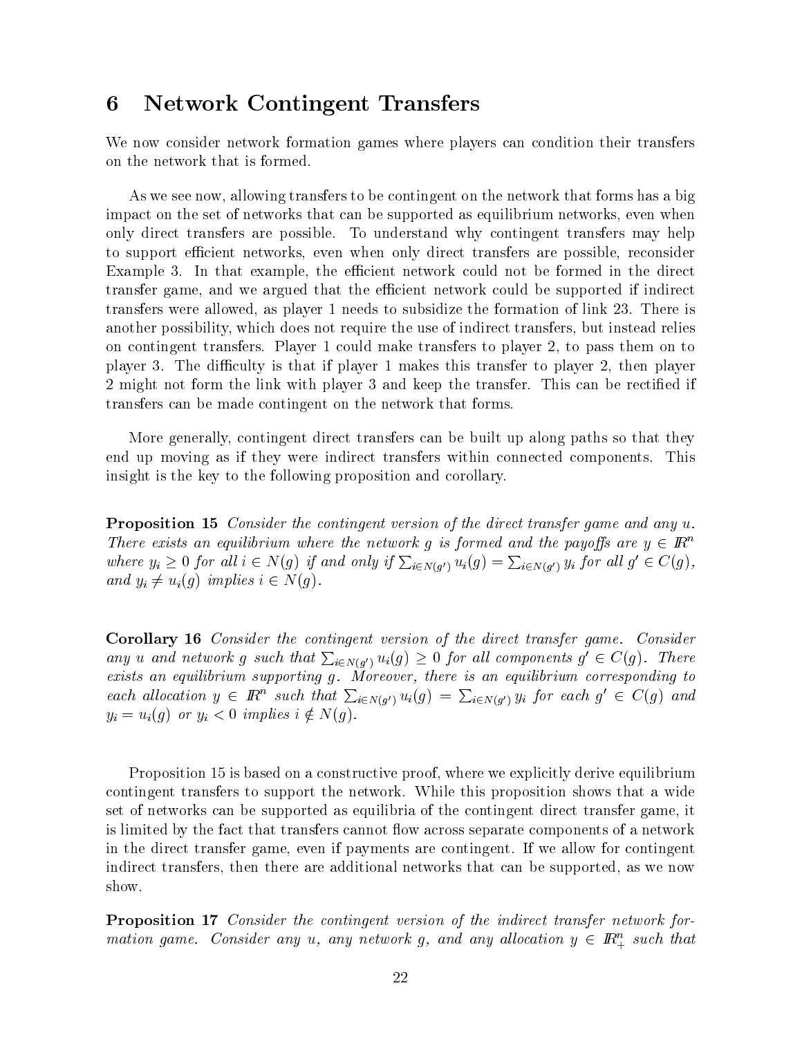## 6 Network Contingent Transfers

We now consider network formation games where players can condition their transfers on the network that is formed.

As we see now, allowing transfers to be contingent on the network that forms has a big impact on the set of networks that can be supported as equilibrium networks, even when only direct transfers are possible. To understand why contingent transfers may help to support efficient networks, even when only direct transfers are possible, reconsider Example 3. In that example, the efficient network could not be formed in the direct transfer game, and we argued that the efficient network could be supported if indirect transfers were allowed, as player 1 needs to subsidize the formation of link 23. There is another possibility, which does not require the use of indirect transfers, but instead relies on contingent transfers. Player 1 could make transfers to player 2, to pass them on to player 3. The difficulty is that if player 1 makes this transfer to player 2, then player 2 might not form the link with player 3 and keep the transfer. This can be rectified if transfers can be made contingent on the network that forms.

More generally, contingent direct transfers can be built up along paths so that they end up moving as if they were indirect transfers within connected components. This insight is the key to the following proposition and corollary.

**Proposition 15** *Consider the contingent version of the direct transfer game and any $u$. There exists an equilibrium where the network $g$ is formed and the payoffs are $y \in I\!R^n$ where $y_i \geq 0$ for all $i \in N(g)$ if and only if $\sum_{i \in N(g')} u_i(g) = \sum_{i \in N(g')} y_i$ for all $g' \in C(g)$, and $y_i \neq u_i(g)$ implies $i \in N(g)$.*

**Corollary 16** *Consider the contingent version of the direct transfer game. Consider any $u$ and network $g$ such that $\sum_{i \in N(g')} u_i(g) \geq 0$ for all components $g' \in C(g)$. There exists an equilibrium supporting $g$. Moreover, there is an equilibrium corresponding to each allocation $y \in I\!R^n$ such that $\sum_{i \in N(g')} u_i(g) = \sum_{i \in N(g')} y_i$ for each $g' \in C(g)$ and $y_i = u_i(g)$ or $y_i < 0$ implies $i \notin N(g)$.*

Proposition 15 is based on a constructive proof, where we explicitly derive equilibrium contingent transfers to support the network. While this proposition shows that a wide set of networks can be supported as equilibria of the contingent direct transfer game, it is limited by the fact that transfers cannot flow across separate components of a network in the direct transfer game, even if payments are contingent. If we allow for contingent indirect transfers, then there are additional networks that can be supported, as we now show.

**Proposition 17** *Consider the contingent version of the indirect transfer network formation game. Consider any $u$, any network $g$, and any allocation $y \in I\!R^n_+$ such that*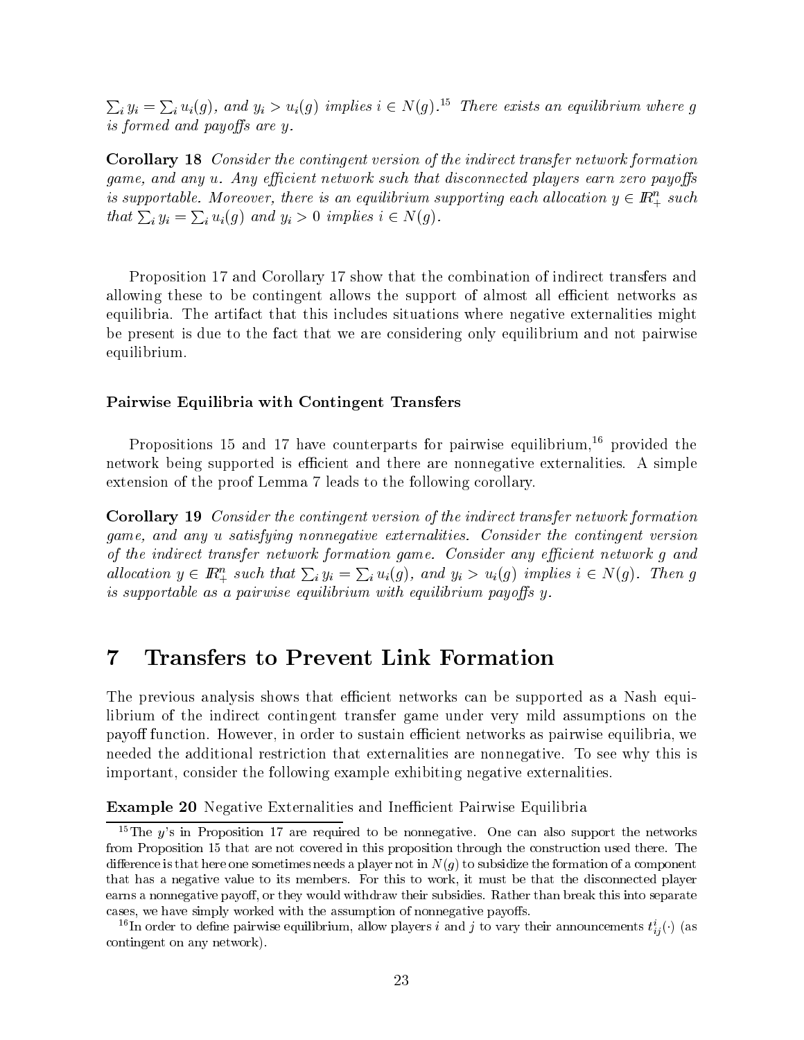*$\sum_i y_i = \sum_i u_i(g)$, and $y_i > u_i(g)$ implies $i \in N(g)$.*[15] *There exists an equilibrium where $g$ is formed and payoffs are $y$.*

**Corollary 18** *Consider the contingent version of the indirect transfer network formation game, and any $u$. Any efficient network such that disconnected players earn zero payoffs is supportable. Moreover, there is an equilibrium supporting each allocation $y \in I\!R^n_+$ such that $\sum_i y_i = \sum_i u_i(g)$ and $y_i > 0$ implies $i \in N(g)$.*

Proposition 17 and Corollary 17 show that the combination of indirect transfers and allowing these to be contingent allows the support of almost all efficient networks as equilibria. The artifact that this includes situations where negative externalities might be present is due to the fact that we are considering only equilibrium and not pairwise equilibrium.

### Pairwise Equilibria with Contingent Transfers

Propositions 15 and 17 have counterparts for pairwise equilibrium,[16] provided the network being supported is efficient and there are nonnegative externalities. A simple extension of the proof Lemma 7 leads to the following corollary.

**Corollary 19** *Consider the contingent version of the indirect transfer network formation game, and any $u$ satisfying nonnegative externalities. Consider the contingent version of the indirect transfer network formation game. Consider any efficient network $g$ and allocation $y \in I\!R^n_+$ such that $\sum_i y_i = \sum_i u_i(g)$, and $y_i > u_i(g)$ implies $i \in N(g)$. Then $g$ is supportable as a pairwise equilibrium with equilibrium payoffs $y$.*

# 7 Transfers to Prevent Link Formation

The previous analysis shows that efficient networks can be supported as a Nash equilibrium of the indirect contingent transfer game under very mild assumptions on the payoff function. However, in order to sustain efficient networks as pairwise equilibria, we needed the additional restriction that externalities are nonnegative. To see why this is important, consider the following example exhibiting negative externalities.

**Example 20** Negative Externalities and Inefficient Pairwise Equilibria

---

[15] The $y$'s in Proposition 17 are required to be nonnegative. One can also support the networks from Proposition 15 that are not covered in this proposition through the construction used there. The difference is that here one sometimes needs a player not in $N(g)$ to subsidize the formation of a component that has a negative value to its members. For this to work, it must be that the disconnected player earns a nonnegative payoff, or they would withdraw their subsidies. Rather than break this into separate cases, we have simply worked with the assumption of nonnegative payoffs.

[16] In order to define pairwise equilibrium, allow players $i$ and $j$ to vary their announcements $t^i_{ij}(\cdot)$ (as contingent on any network).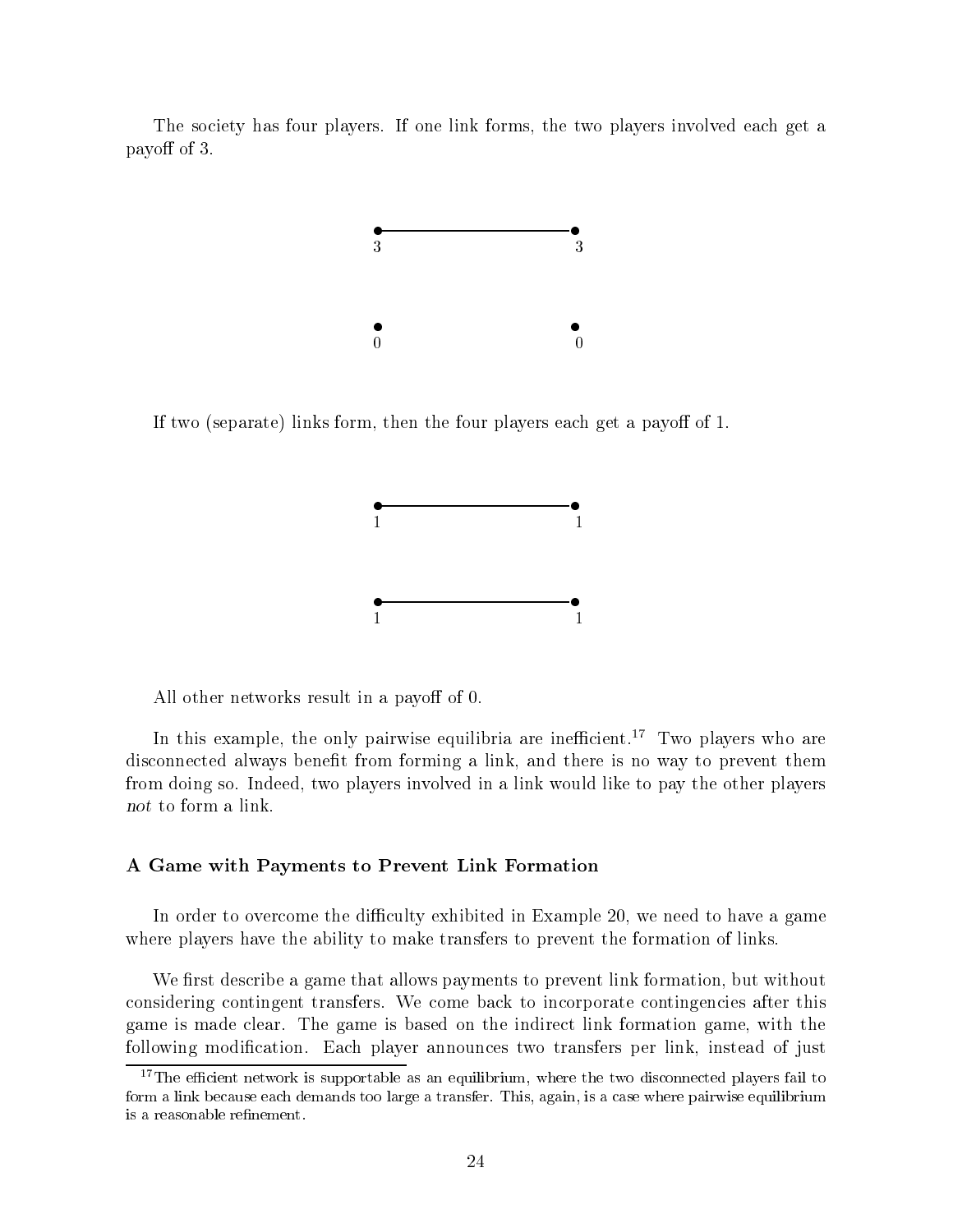The society has four players. If one link forms, the two players involved each get a payoff of 3.

If two (separate) links form, then the four players each get a payoff of 1.

All other networks result in a payoff of 0.

In this example, the only pairwise equilibria are inefficient.[17] Two players who are disconnected always benefit from forming a link, and there is no way to prevent them from doing so. Indeed, two players involved in a link would like to pay the other players *not* to form a link.

### A Game with Payments to Prevent Link Formation

In order to overcome the difficulty exhibited in Example 20, we need to have a game where players have the ability to make transfers to prevent the formation of links.

We first describe a game that allows payments to prevent link formation, but without considering contingent transfers. We come back to incorporate contingencies after this game is made clear. The game is based on the indirect link formation game, with the following modification. Each player announces two transfers per link, instead of just

[17] The efficient network is supportable as an equilibrium, where the two disconnected players fail to form a link because each demands too large a transfer. This, again, is a case where pairwise equilibrium is a reasonable refinement.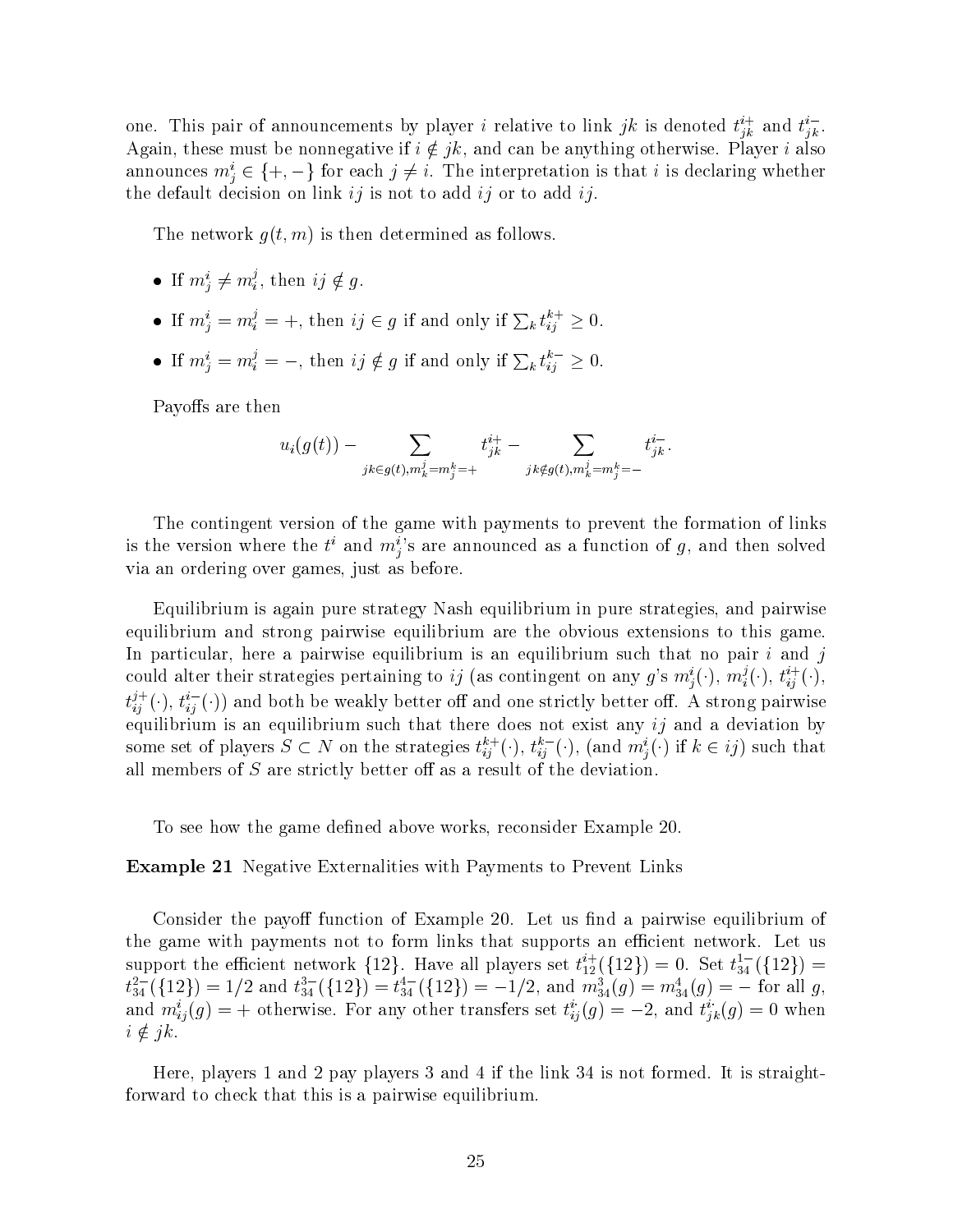one. This pair of announcements by player $i$ relative to link $jk$ is denoted $t^{i+}_{jk}$ and $t^{i-}_{jk}$. Again, these must be nonnegative if $i \notin jk$, and can be anything otherwise. Player $i$ also announces $m^i_j \in \{+,-\}$ for each $j \neq i$. The interpretation is that $i$ is declaring whether the default decision on link $ij$ is not to add $ij$ or to add $ij$.

The network $g(t,m)$ is then determined as follows.

- If $m^i_j \neq m^j_i$, then $ij \notin g$.
- If $m^i_j = m^j_i = +$, then $ij \in g$ if and only if $\sum_k t^{k+}_{ij} \geq 0$.
- If $m^i_j = m^j_i = -$, then $ij \notin g$ if and only if $\sum_k t^{k-}_{ij} \geq 0$.

Payoffs are then

$$u_i(g(t)) - \sum_{jk \in g(t), m^j_k = m^k_j = +} t^{i+}_{jk} - \sum_{jk \notin g(t), m^j_k = m^k_j = -} t^{i-}_{jk}.$$

The contingent version of the game with payments to prevent the formation of links is the version where the $t^i$ and $m^i_j$'s are announced as a function of $g$, and then solved via an ordering over games, just as before.

Equilibrium is again pure strategy Nash equilibrium in pure strategies, and pairwise equilibrium and strong pairwise equilibrium are the obvious extensions to this game. In particular, here a pairwise equilibrium is an equilibrium such that no pair $i$ and $j$ could alter their strategies pertaining to $ij$ (as contingent on any $g$'s $m^i_j(\cdot)$, $m^j_i(\cdot)$, $t^{i+}_{ij}(\cdot)$, $t^{j+}_{ij}(\cdot)$, $t^{i-}_{ij}(\cdot)$) and both be weakly better off and one strictly better off. A strong pairwise equilibrium is an equilibrium such that there does not exist any $ij$ and a deviation by some set of players $S \subset N$ on the strategies $t^{k+}_{ij}(\cdot)$, $t^{k-}_{ij}(\cdot)$, (and $m^i_j(\cdot)$ if $k \in ij$) such that all members of $S$ are strictly better off as a result of the deviation.

To see how the game defined above works, reconsider Example 20.

**Example 21** Negative Externalities with Payments to Prevent Links

Consider the payoff function of Example 20. Let us find a pairwise equilibrium of the game with payments not to form links that supports an efficient network. Let us support the efficient network $\{12\}$. Have all players set $t^{i+}_{12}(\{12\}) = 0$. Set $t^{1-}_{34}(\{12\}) = t^{2-}_{34}(\{12\}) = 1/2$ and $t^{3-}_{34}(\{12\}) = t^{4-}_{34}(\{12\}) = -1/2$, and $m^3_{34}(g) = m^4_{34}(g) = -$ for all $g$, and $m^i_{ij}(g) = +$ otherwise. For any other transfers set $t^{i\cdot}_{ij}(g) = -2$, and $t^{i\cdot}_{jk}(g) = 0$ when $i \notin jk$.

Here, players 1 and 2 pay players 3 and 4 if the link 34 is not formed. It is straightforward to check that this is a pairwise equilibrium.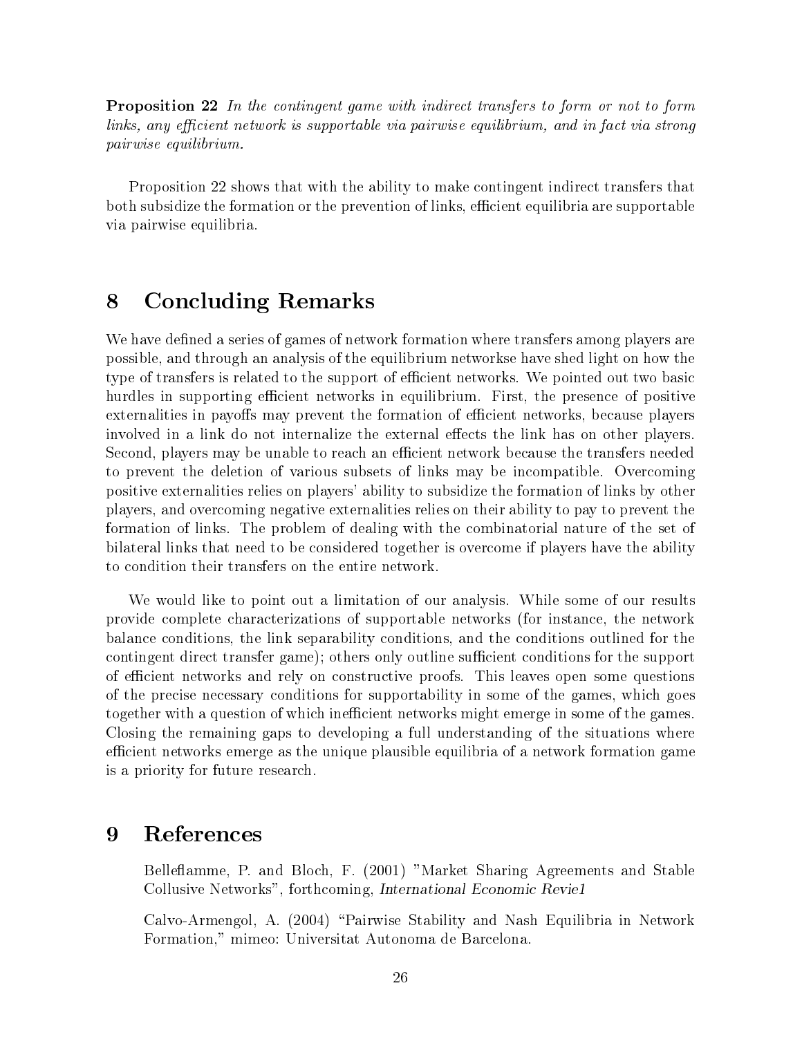**Proposition 22** *In the contingent game with indirect transfers to form or not to form links, any efficient network is supportable via pairwise equilibrium, and in fact via strong pairwise equilibrium.*

Proposition 22 shows that with the ability to make contingent indirect transfers that both subsidize the formation or the prevention of links, efficient equilibria are supportable via pairwise equilibria.

# 8 Concluding Remarks

We have defined a series of games of network formation where transfers among players are possible, and through an analysis of the equilibrium networkse have shed light on how the type of transfers is related to the support of efficient networks. We pointed out two basic hurdles in supporting efficient networks in equilibrium. First, the presence of positive externalities in payoffs may prevent the formation of efficient networks, because players involved in a link do not internalize the external effects the link has on other players. Second, players may be unable to reach an efficient network because the transfers needed to prevent the deletion of various subsets of links may be incompatible. Overcoming positive externalities relies on players' ability to subsidize the formation of links by other players, and overcoming negative externalities relies on their ability to pay to prevent the formation of links. The problem of dealing with the combinatorial nature of the set of bilateral links that need to be considered together is overcome if players have the ability to condition their transfers on the entire network.

We would like to point out a limitation of our analysis. While some of our results provide complete characterizations of supportable networks (for instance, the network balance conditions, the link separability conditions, and the conditions outlined for the contingent direct transfer game); others only outline sufficient conditions for the support of efficient networks and rely on constructive proofs. This leaves open some questions of the precise necessary conditions for supportability in some of the games, which goes together with a question of which inefficient networks might emerge in some of the games. Closing the remaining gaps to developing a full understanding of the situations where efficient networks emerge as the unique plausible equilibria of a network formation game is a priority for future research.

# 9 References

Belleflamme, P. and Bloch, F. (2001) "Market Sharing Agreements and Stable Collusive Networks", forthcoming, *International Economic Revie1*

Calvo-Armengol, A. (2004) "Pairwise Stability and Nash Equilibria in Network Formation," mimeo: Universitat Autonoma de Barcelona.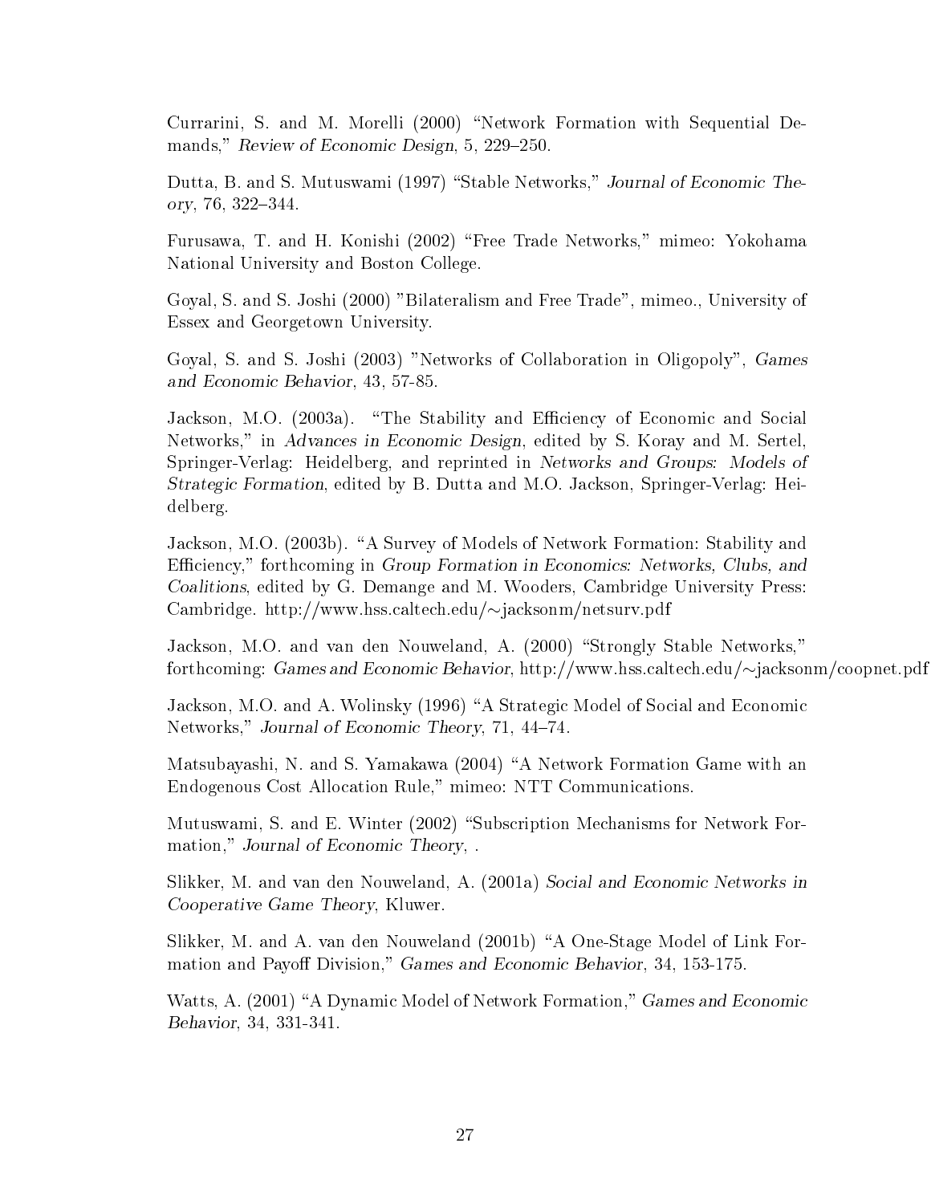Currarini, S. and M. Morelli (2000) "Network Formation with Sequential Demands," *Review of Economic Design*, 5, 229–250.

Dutta, B. and S. Mutuswami (1997) "Stable Networks," *Journal of Economic Theory*, 76, 322–344.

Furusawa, T. and H. Konishi (2002) "Free Trade Networks," mimeo: Yokohama National University and Boston College.

Goyal, S. and S. Joshi (2000) "Bilateralism and Free Trade", mimeo., University of Essex and Georgetown University.

Goyal, S. and S. Joshi (2003) "Networks of Collaboration in Oligopoly", *Games and Economic Behavior*, 43, 57-85.

Jackson, M.O. (2003a). "The Stability and Efficiency of Economic and Social Networks," in *Advances in Economic Design*, edited by S. Koray and M. Sertel, Springer-Verlag: Heidelberg, and reprinted in *Networks and Groups: Models of Strategic Formation*, edited by B. Dutta and M.O. Jackson, Springer-Verlag: Heidelberg.

Jackson, M.O. (2003b). "A Survey of Models of Network Formation: Stability and Efficiency," forthcoming in *Group Formation in Economics: Networks, Clubs, and Coalitions*, edited by G. Demange and M. Wooders, Cambridge University Press: Cambridge. http://www.hss.caltech.edu/∼jacksonm/netsurv.pdf

Jackson, M.O. and van den Nouweland, A. (2000) "Strongly Stable Networks," forthcoming: *Games and Economic Behavior*, http://www.hss.caltech.edu/∼jacksonm/coopnet.pdf

Jackson, M.O. and A. Wolinsky (1996) "A Strategic Model of Social and Economic Networks," *Journal of Economic Theory*, 71, 44–74.

Matsubayashi, N. and S. Yamakawa (2004) "A Network Formation Game with an Endogenous Cost Allocation Rule," mimeo: NTT Communications.

Mutuswami, S. and E. Winter (2002) "Subscription Mechanisms for Network Formation," *Journal of Economic Theory*, .

Slikker, M. and van den Nouweland, A. (2001a) *Social and Economic Networks in Cooperative Game Theory*, Kluwer.

Slikker, M. and A. van den Nouweland (2001b) "A One-Stage Model of Link Formation and Payoff Division," *Games and Economic Behavior*, 34, 153-175.

Watts, A. (2001) "A Dynamic Model of Network Formation," *Games and Economic Behavior*, 34, 331-341.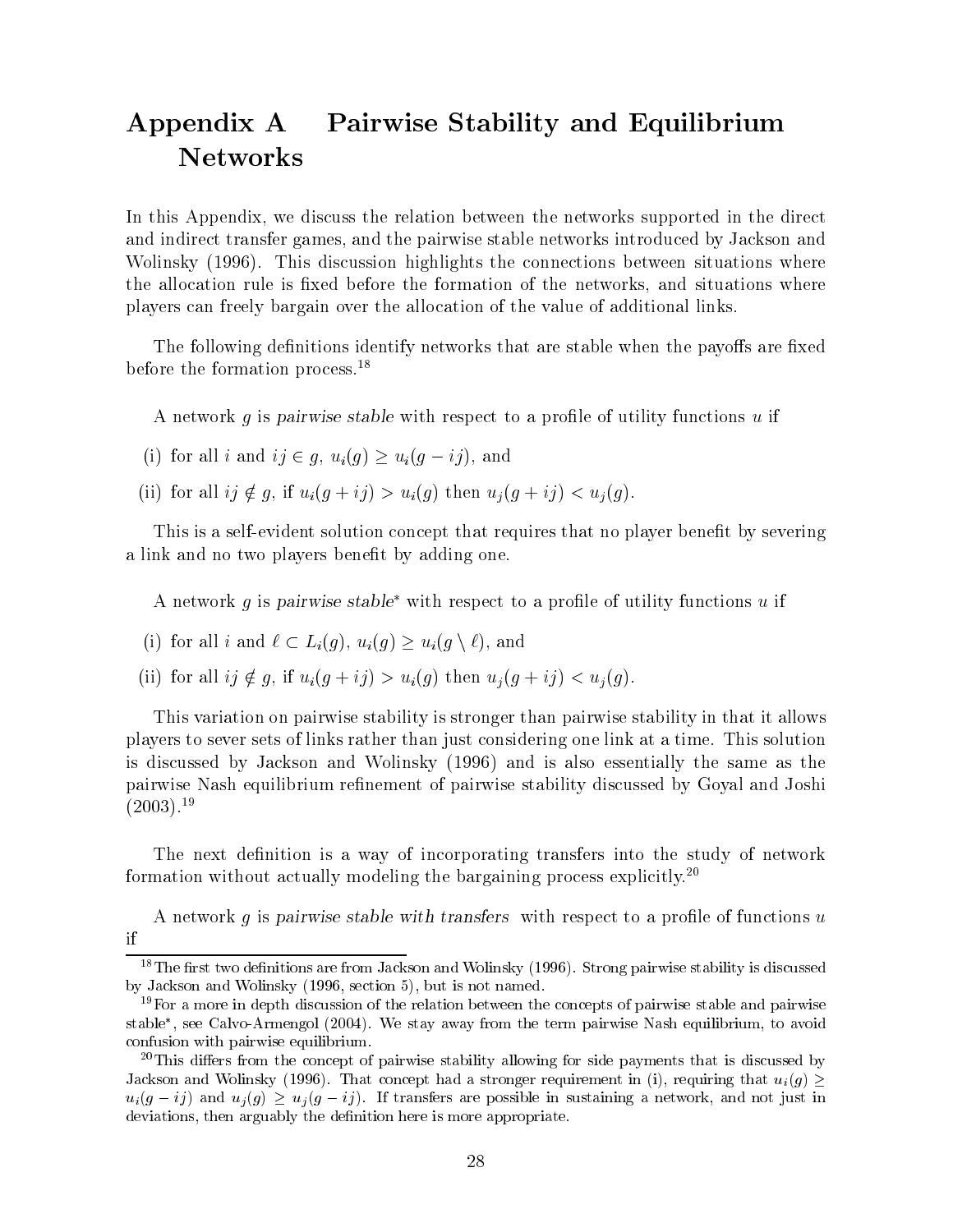# Appendix A Pairwise Stability and Equilibrium Networks

In this Appendix, we discuss the relation between the networks supported in the direct and indirect transfer games, and the pairwise stable networks introduced by Jackson and Wolinsky (1996). This discussion highlights the connections between situations where the allocation rule is fixed before the formation of the networks, and situations where players can freely bargain over the allocation of the value of additional links.

The following definitions identify networks that are stable when the payoffs are fixed before the formation process.[18]

A network $g$ is *pairwise stable* with respect to a profile of utility functions $u$ if

(i) for all $i$ and $ij \in g$, $u_i(g) \geq u_i(g - ij)$, and

(ii) for all $ij \notin g$, if $u_i(g + ij) > u_i(g)$ then $u_j(g + ij) < u_j(g)$.

This is a self-evident solution concept that requires that no player benefit by severing a link and no two players benefit by adding one.

A network $g$ is *pairwise stable*$^*$ with respect to a profile of utility functions $u$ if

(i) for all $i$ and $\ell \subset L_i(g)$, $u_i(g) \geq u_i(g \setminus \ell)$, and

(ii) for all $ij \notin g$, if $u_i(g + ij) > u_i(g)$ then $u_j(g + ij) < u_j(g)$.

This variation on pairwise stability is stronger than pairwise stability in that it allows players to sever sets of links rather than just considering one link at a time. This solution is discussed by Jackson and Wolinsky (1996) and is also essentially the same as the pairwise Nash equilibrium refinement of pairwise stability discussed by Goyal and Joshi (2003).[19]

The next definition is a way of incorporating transfers into the study of network formation without actually modeling the bargaining process explicitly.[20]

A network $g$ is *pairwise stable with transfers* with respect to a profile of functions $u$ if

---

[18] The first two definitions are from Jackson and Wolinsky (1996). Strong pairwise stability is discussed by Jackson and Wolinsky (1996, section 5), but is not named.

[19] For a more in depth discussion of the relation between the concepts of pairwise stable and pairwise stable$^*$, see Calvo-Armengol (2004). We stay away from the term pairwise Nash equilibrium, to avoid confusion with pairwise equilibrium.

[20] This differs from the concept of pairwise stability allowing for side payments that is discussed by Jackson and Wolinsky (1996). That concept had a stronger requirement in (i), requiring that $u_i(g) \geq u_i(g - ij)$ and $u_j(g) \geq u_j(g - ij)$. If transfers are possible in sustaining a network, and not just in deviations, then arguably the definition here is more appropriate.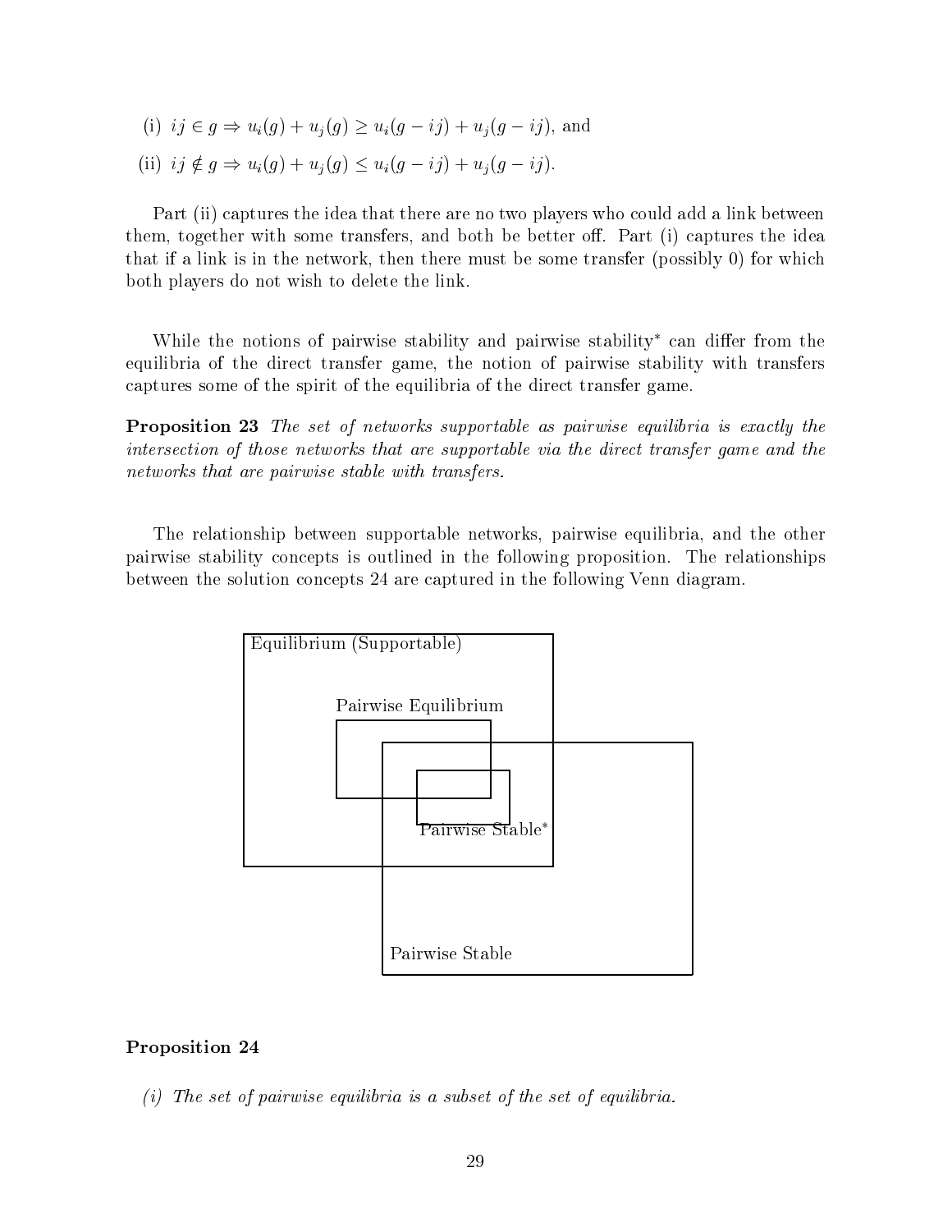(i) $ij \in g \Rightarrow u_i(g) + u_j(g) \geq u_i(g - ij) + u_j(g - ij)$, and

(ii) $ij \notin g \Rightarrow u_i(g) + u_j(g) \leq u_i(g - ij) + u_j(g - ij)$.

Part (ii) captures the idea that there are no two players who could add a link between them, together with some transfers, and both be better off. Part (i) captures the idea that if a link is in the network, then there must be some transfer (possibly 0) for which both players do not wish to delete the link.

While the notions of pairwise stability and pairwise stability$^*$ can differ from the equilibria of the direct transfer game, the notion of pairwise stability with transfers captures some of the spirit of the equilibria of the direct transfer game.

**Proposition 23** *The set of networks supportable as pairwise equilibria is exactly the intersection of those networks that are supportable via the direct transfer game and the networks that are pairwise stable with transfers.*

The relationship between supportable networks, pairwise equilibria, and the other pairwise stability concepts is outlined in the following proposition. The relationships between the solution concepts 24 are captured in the following Venn diagram.

Equilibrium (Supportable)

Pairwise Equilibrium

Pairwise Stable$^*$

Pairwise Stable

**Proposition 24**

*(i) The set of pairwise equilibria is a subset of the set of equilibria.*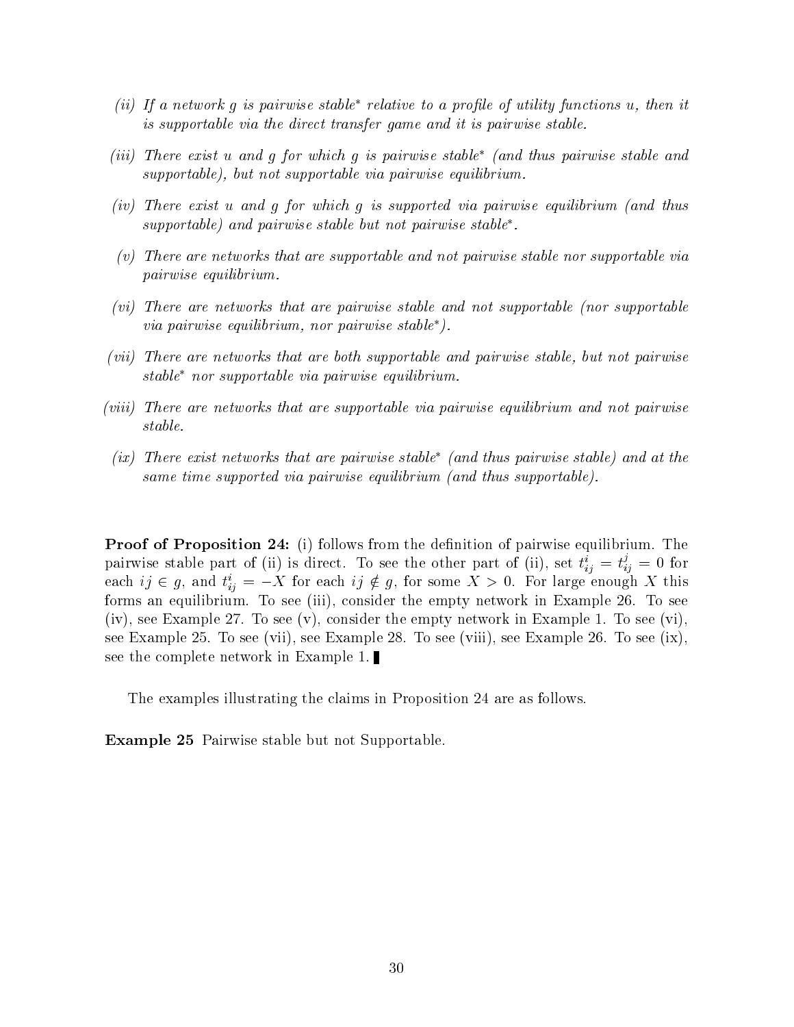*(ii) If a network $g$ is pairwise stable$^*$ relative to a profile of utility functions $u$, then it is supportable via the direct transfer game and it is pairwise stable.*

*(iii) There exist $u$ and $g$ for which $g$ is pairwise stable$^*$ (and thus pairwise stable and supportable), but not supportable via pairwise equilibrium.*

*(iv) There exist $u$ and $g$ for which $g$ is supported via pairwise equilibrium (and thus supportable) and pairwise stable but not pairwise stable$^*$.*

*(v) There are networks that are supportable and not pairwise stable nor supportable via pairwise equilibrium.*

*(vi) There are networks that are pairwise stable and not supportable (nor supportable via pairwise equilibrium, nor pairwise stable$^*$).*

*(vii) There are networks that are both supportable and pairwise stable, but not pairwise stable$^*$ nor supportable via pairwise equilibrium.*

*(viii) There are networks that are supportable via pairwise equilibrium and not pairwise stable.*

*(ix) There exist networks that are pairwise stable$^*$ (and thus pairwise stable) and at the same time supported via pairwise equilibrium (and thus supportable).*

**Proof of Proposition 24:** (i) follows from the definition of pairwise equilibrium. The pairwise stable part of (ii) is direct. To see the other part of (ii), set $t^i_{ij} = t^j_{ij} = 0$ for each $ij \in g$, and $t^i_{ij} = -X$ for each $ij \notin g$, for some $X > 0$. For large enough $X$ this forms an equilibrium. To see (iii), consider the empty network in Example 26. To see (iv), see Example 27. To see (v), consider the empty network in Example 1. To see (vi), see Example 25. To see (vii), see Example 28. To see (viii), see Example 26. To see (ix), see the complete network in Example 1. ∎

The examples illustrating the claims in Proposition 24 are as follows.

**Example 25** Pairwise stable but not Supportable.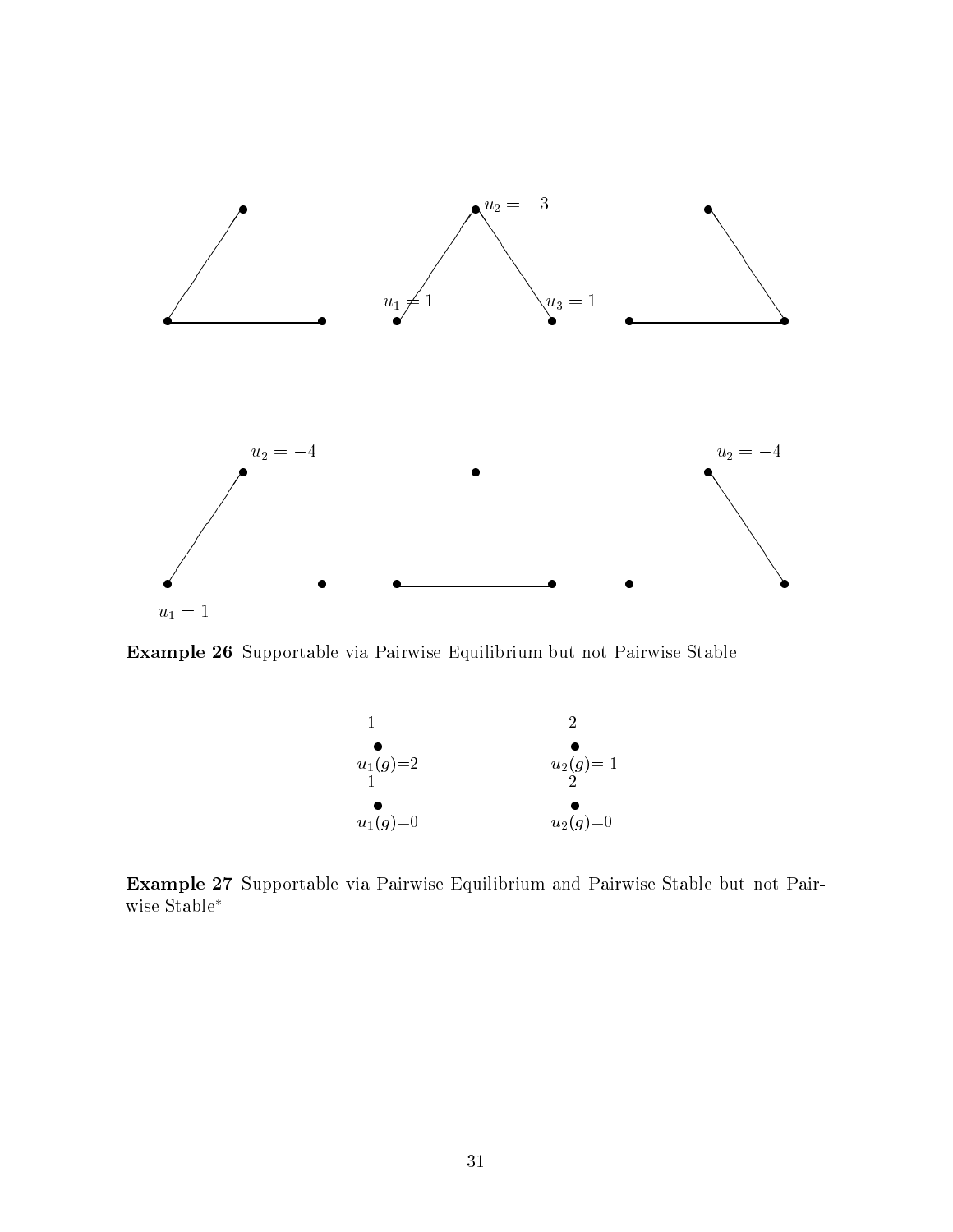$u_2 = -3$

$u_1 = 1$ $u_3 = 1$

$u_2 = -4$ $u_2 = -4$

$u_1 = 1$

**Example 26** Supportable via Pairwise Equilibrium but not Pairwise Stable

1 2

$u_1(g)$=2 $u_2(g)$=-1

1 2

$u_1(g)$=0 $u_2(g)$=0

**Example 27** Supportable via Pairwise Equilibrium and Pairwise Stable but not Pairwise Stable*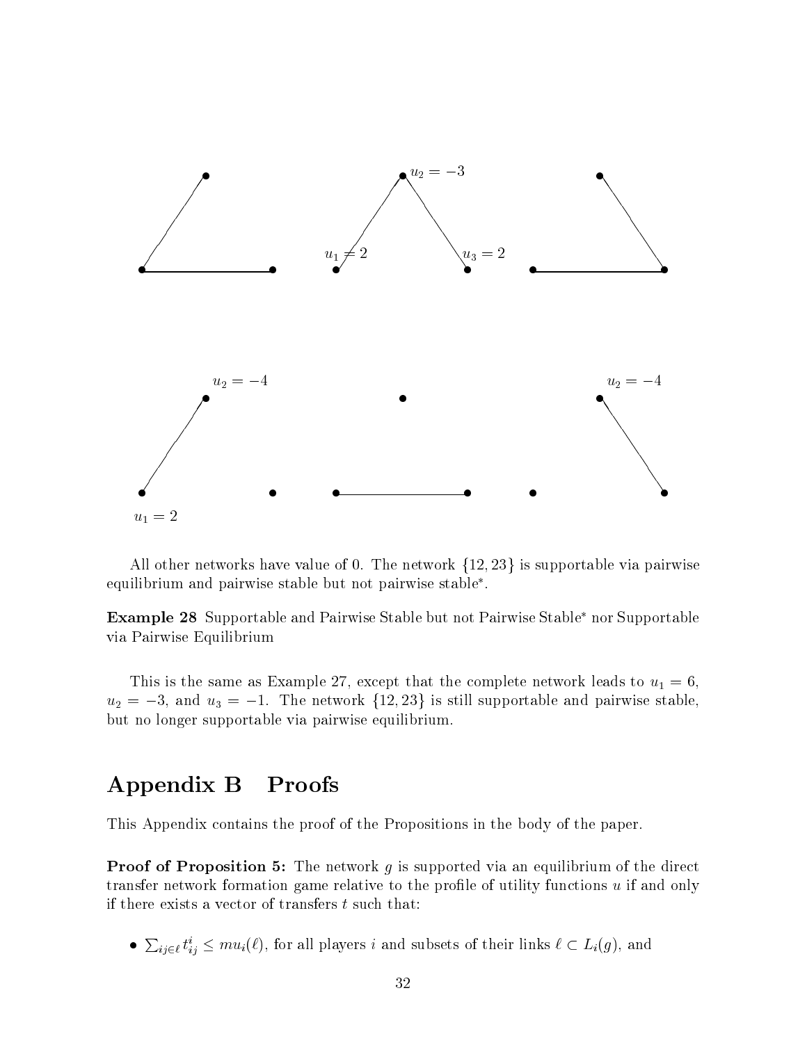All other networks have value of 0. The network $\{12, 23\}$ is supportable via pairwise equilibrium and pairwise stable but not pairwise stable*.

**Example 28** Supportable and Pairwise Stable but not Pairwise Stable* nor Supportable via Pairwise Equilibrium

This is the same as Example 27, except that the complete network leads to $u_1 = 6$, $u_2 = -3$, and $u_3 = -1$. The network $\{12, 23\}$ is still supportable and pairwise stable, but no longer supportable via pairwise equilibrium.

# Appendix B Proofs

This Appendix contains the proof of the Propositions in the body of the paper.

**Proof of Proposition 5:** The network $g$ is supported via an equilibrium of the direct transfer network formation game relative to the profile of utility functions $u$ if and only if there exists a vector of transfers $t$ such that:

- $\sum_{ij \in \ell} t^i_{ij} \leq mu_i(\ell)$, for all players $i$ and subsets of their links $\ell \subset L_i(g)$, and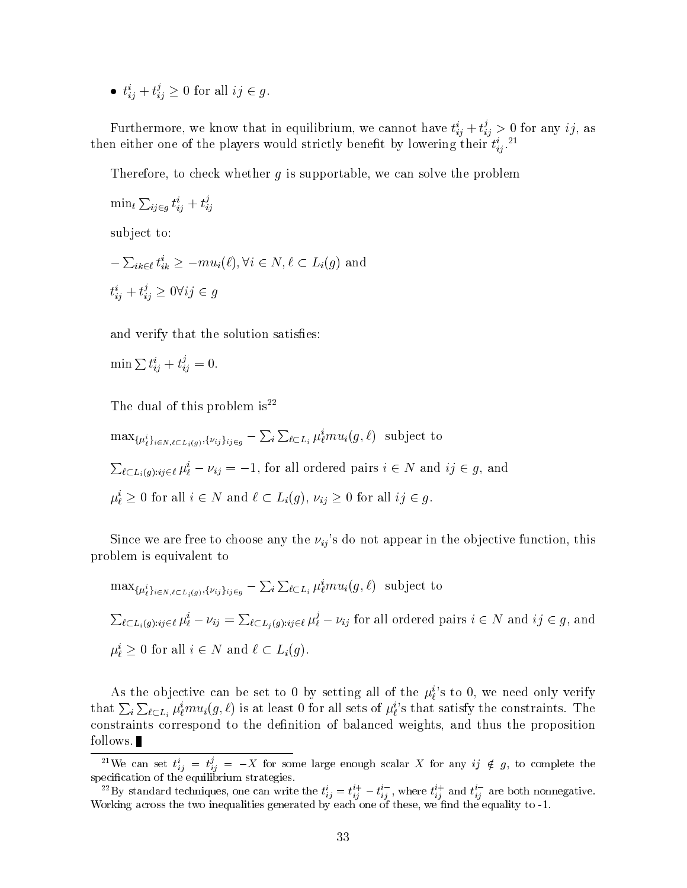- $t^i_{ij} + t^j_{ij} \geq 0$ for all $ij \in g$.

Furthermore, we know that in equilibrium, we cannot have $t^i_{ij} + t^j_{ij} > 0$ for any $ij$, as then either one of the players would strictly benefit by lowering their $t^i_{ij}$.[21]

Therefore, to check whether $g$ is supportable, we can solve the problem

$\min_t \sum_{ij \in g} t^i_{ij} + t^j_{ij}$

subject to:

$-\sum_{ik \in \ell} t^i_{ik} \geq -mu_i(\ell), \forall i \in N, \ell \subset L_i(g)$ and

$t^i_{ij} + t^j_{ij} \geq 0 \forall ij \in g$

and verify that the solution satisfies:

$\min \sum t^i_{ij} + t^j_{ij} = 0.$

The dual of this problem is[22]

$\max_{\{\mu^i_\ell\}_{i \in N, \ell \subset L_i(g)}, \{\nu_{ij}\}_{ij \in g}} - \sum_i \sum_{\ell \subset L_i} \mu^i_\ell mu_i(g, \ell)$ subject to

$\sum_{\ell \subset L_i(g): ij \in \ell} \mu^i_\ell - \nu_{ij} = -1$, for all ordered pairs $i \in N$ and $ij \in g$, and

$\mu^i_\ell \geq 0$ for all $i \in N$ and $\ell \subset L_i(g)$, $\nu_{ij} \geq 0$ for all $ij \in g$.

Since we are free to choose any the $\nu_{ij}$'s do not appear in the objective function, this problem is equivalent to

$\max_{\{\mu^i_\ell\}_{i \in N, \ell \subset L_i(g)}, \{\nu_{ij}\}_{ij \in g}} - \sum_i \sum_{\ell \subset L_i} \mu^i_\ell mu_i(g, \ell)$ subject to

$\sum_{\ell \subset L_i(g): ij \in \ell} \mu^i_\ell - \nu_{ij} = \sum_{\ell \subset L_j(g): ij \in \ell} \mu^j_\ell - \nu_{ij}$ for all ordered pairs $i \in N$ and $ij \in g$, and

$\mu^i_\ell \geq 0$ for all $i \in N$ and $\ell \subset L_i(g)$.

As the objective can be set to 0 by setting all of the $\mu^i_\ell$'s to 0, we need only verify that $\sum_i \sum_{\ell \subset L_i} \mu^i_\ell mu_i(g, \ell)$ is at least 0 for all sets of $\mu^i_\ell$'s that satisfy the constraints. The constraints correspond to the definition of balanced weights, and thus the proposition follows. ∎

[21] We can set $t^i_{ij} = t^j_{ij} = -X$ for some large enough scalar $X$ for any $ij \notin g$, to complete the specification of the equilibrium strategies.

[22] By standard techniques, one can write the $t^i_{ij} = t^{i+}_{ij} - t^{i-}_{ij}$, where $t^{i+}_{ij}$ and $t^{i-}_{ij}$ are both nonnegative. Working across the two inequalities generated by each one of these, we find the equality to -1.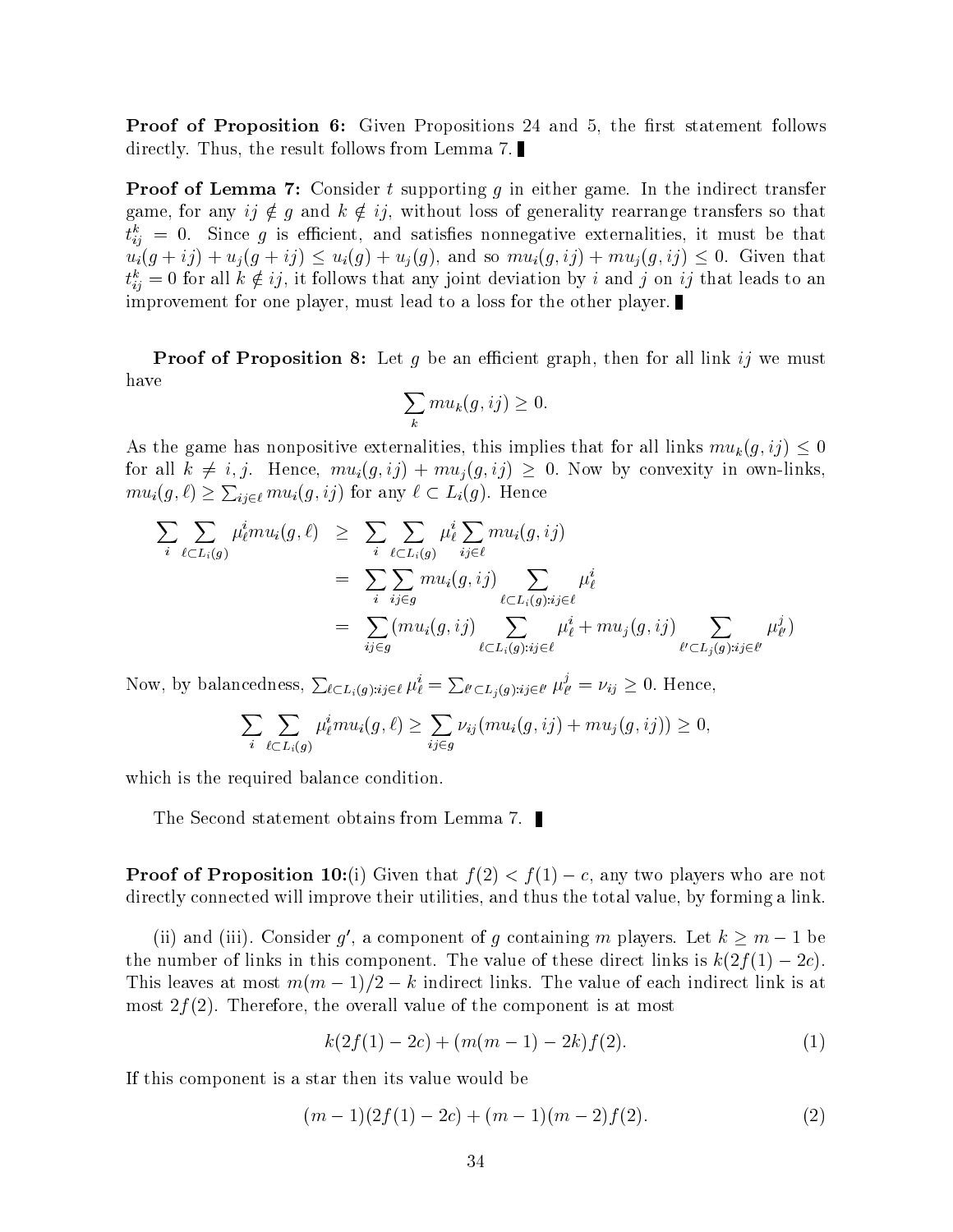**Proof of Proposition 6:** Given Propositions 24 and 5, the first statement follows directly. Thus, the result follows from Lemma 7. ∎

**Proof of Lemma 7:** Consider $t$ supporting $g$ in either game. In the indirect transfer game, for any $ij \notin g$ and $k \notin ij$, without loss of generality rearrange transfers so that $t^k_{ij} = 0$. Since $g$ is efficient, and satisfies nonnegative externalities, it must be that $u_i(g+ij) + u_j(g+ij) \leq u_i(g) + u_j(g)$, and so $mu_i(g, ij) + mu_j(g, ij) \leq 0$. Given that $t^k_{ij} = 0$ for all $k \notin ij$, it follows that any joint deviation by $i$ and $j$ on $ij$ that leads to an improvement for one player, must lead to a loss for the other player. ∎

**Proof of Proposition 8:** Let $g$ be an efficient graph, then for all link $ij$ we must have

$$\sum_k mu_k(g, ij) \geq 0.$$

As the game has nonpositive externalities, this implies that for all links $mu_k(g, ij) \leq 0$ for all $k \neq i, j$. Hence, $mu_i(g, ij) + mu_j(g, ij) \geq 0$. Now by convexity in own-links, $mu_i(g, \ell) \geq \sum_{ij \in \ell} mu_i(g, ij)$ for any $\ell \subset L_i(g)$. Hence

$$\begin{aligned}
\sum_i \sum_{\ell \subset L_i(g)} \mu^i_\ell mu_i(g, \ell) &\geq \sum_i \sum_{\ell \subset L_i(g)} \mu^i_\ell \sum_{ij \in \ell} mu_i(g, ij) \\
&= \sum_i \sum_{ij \in g} mu_i(g, ij) \sum_{\ell \subset L_i(g): ij \in \ell} \mu^i_\ell \\
&= \sum_{ij \in g} (mu_i(g, ij) \sum_{\ell \subset L_i(g): ij \in \ell} \mu^i_\ell + mu_j(g, ij) \sum_{\ell' \subset L_j(g): ij \in \ell'} \mu^j_{\ell'})
\end{aligned}$$

Now, by balancedness, $\sum_{\ell \subset L_i(g): ij \in \ell} \mu^i_\ell = \sum_{\ell' \subset L_j(g): ij \in \ell'} \mu^j_{\ell'} = \nu_{ij} \geq 0$. Hence,

$$\sum_i \sum_{\ell \subset L_i(g)} \mu^i_\ell mu_i(g, \ell) \geq \sum_{ij \in g} \nu_{ij} (mu_i(g, ij) + mu_j(g, ij)) \geq 0,$$

which is the required balance condition.

The Second statement obtains from Lemma 7. ∎

**Proof of Proposition 10:**(i) Given that $f(2) < f(1) - c$, any two players who are not directly connected will improve their utilities, and thus the total value, by forming a link.

(ii) and (iii). Consider $g'$, a component of $g$ containing $m$ players. Let $k \geq m - 1$ be the number of links in this component. The value of these direct links is $k(2f(1) - 2c)$. This leaves at most $m(m-1)/2 - k$ indirect links. The value of each indirect link is at most $2f(2)$. Therefore, the overall value of the component is at most

$$k(2f(1) - 2c) + (m(m-1) - 2k)f(2). \tag{1}$$

If this component is a star then its value would be

$$(m-1)(2f(1) - 2c) + (m-1)(m-2)f(2). \tag{2}$$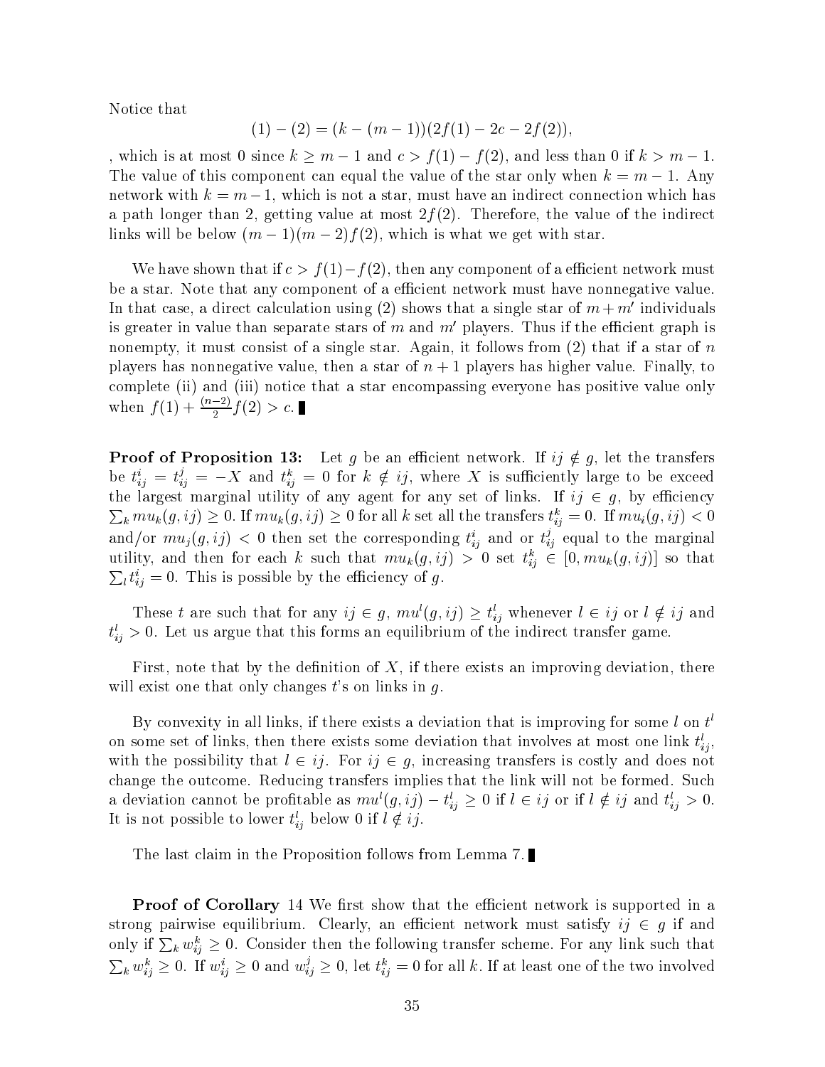Notice that

$$(1) - (2) = (k - (m-1))(2f(1) - 2c - 2f(2)),$$

, which is at most 0 since $k \geq m-1$ and $c > f(1) - f(2)$, and less than 0 if $k > m-1$. The value of this component can equal the value of the star only when $k = m-1$. Any network with $k = m-1$, which is not a star, must have an indirect connection which has a path longer than 2, getting value at most $2f(2)$. Therefore, the value of the indirect links will be below $(m-1)(m-2)f(2)$, which is what we get with star.

We have shown that if $c > f(1) - f(2)$, then any component of a efficient network must be a star. Note that any component of a efficient network must have nonnegative value. In that case, a direct calculation using (2) shows that a single star of $m + m'$ individuals is greater in value than separate stars of $m$ and $m'$ players. Thus if the efficient graph is nonempty, it must consist of a single star. Again, it follows from (2) that if a star of $n$ players has nonnegative value, then a star of $n+1$ players has higher value. Finally, to complete (ii) and (iii) notice that a star encompassing everyone has positive value only when $f(1) + \frac{(n-2)}{2}f(2) > c$. ∎

**Proof of Proposition 13:** Let $g$ be an efficient network. If $ij \notin g$, let the transfers be $t^i_{ij} = t^j_{ij} = -X$ and $t^k_{ij} = 0$ for $k \notin ij$, where $X$ is sufficiently large to be exceed the largest marginal utility of any agent for any set of links. If $ij \in g$, by efficiency $\sum_k mu_k(g, ij) \geq 0$. If $mu_k(g, ij) \geq 0$ for all $k$ set all the transfers $t^k_{ij} = 0$. If $mu_i(g, ij) < 0$ and/or $mu_j(g, ij) < 0$ then set the corresponding $t^i_{ij}$ and or $t^j_{ij}$ equal to the marginal utility, and then for each $k$ such that $mu_k(g, ij) > 0$ set $t^k_{ij} \in [0, mu_k(g, ij)]$ so that $\sum_l t^i_{ij} = 0$. This is possible by the efficiency of $g$.

These $t$ are such that for any $ij \in g$, $mu^l(g, ij) \geq t^l_{ij}$ whenever $l \in ij$ or $l \notin ij$ and $t^l_{ij} > 0$. Let us argue that this forms an equilibrium of the indirect transfer game.

First, note that by the definition of $X$, if there exists an improving deviation, there will exist one that only changes $t$'s on links in $g$.

By convexity in all links, if there exists a deviation that is improving for some $l$ on $t^l$ on some set of links, then there exists some deviation that involves at most one link $t^l_{ij}$, with the possibility that $l \in ij$. For $ij \in g$, increasing transfers is costly and does not change the outcome. Reducing transfers implies that the link will not be formed. Such a deviation cannot be profitable as $mu^l(g, ij) - t^l_{ij} \geq 0$ if $l \in ij$ or if $l \notin ij$ and $t^l_{ij} > 0$. It is not possible to lower $t^l_{ij}$ below 0 if $l \notin ij$.

The last claim in the Proposition follows from Lemma 7. ∎

**Proof of Corollary** 14 We first show that the efficient network is supported in a strong pairwise equilibrium. Clearly, an efficient network must satisfy $ij \in g$ if and only if $\sum_k w^k_{ij} \geq 0$. Consider then the following transfer scheme. For any link such that $\sum_k w^k_{ij} \geq 0$. If $w^i_{ij} \geq 0$ and $w^j_{ij} \geq 0$, let $t^k_{ij} = 0$ for all $k$. If at least one of the two involved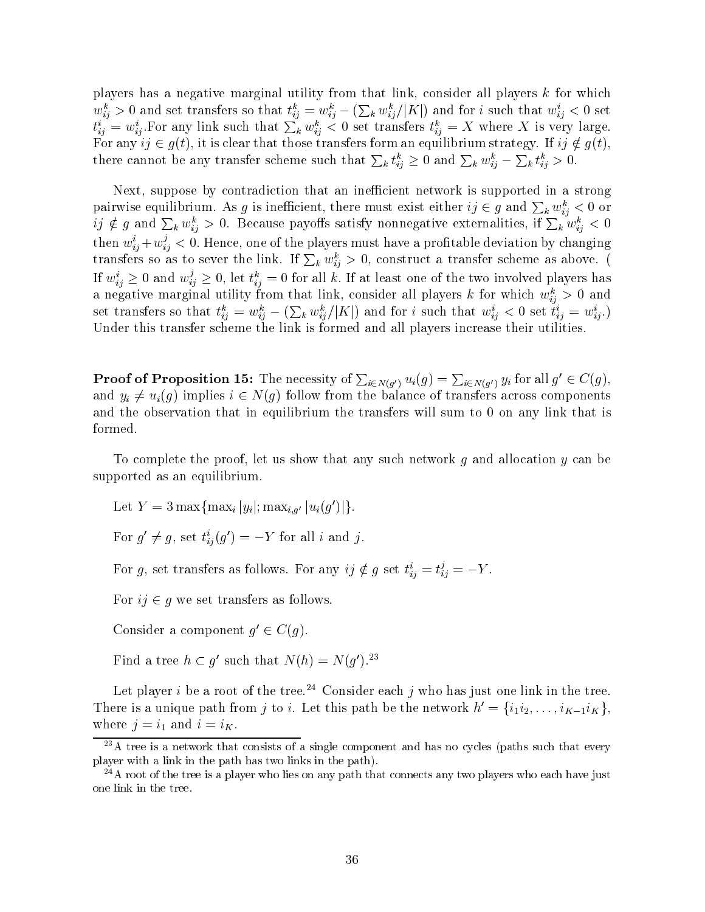players has a negative marginal utility from that link, consider all players $k$ for which $w^k_{ij} > 0$ and set transfers so that $t^k_{ij} = w^k_{ij} - (\sum_k w^k_{ij}/|K|)$ and for $i$ such that $w^i_{ij} < 0$ set $t^i_{ij} = w^i_{ij}$.For any link such that $\sum_k w^k_{ij} < 0$ set transfers $t^k_{ij} = X$ where $X$ is very large. For any $ij \in g(t)$, it is clear that those transfers form an equilibrium strategy. If $ij \notin g(t)$, there cannot be any transfer scheme such that $\sum_k t^k_{ij} \geq 0$ and $\sum_k w^k_{ij} - \sum_k t^k_{ij} > 0$.

Next, suppose by contradiction that an inefficient network is supported in a strong pairwise equilibrium. As $g$ is inefficient, there must exist either $ij \in g$ and $\sum_k w^k_{ij} < 0$ or $ij \notin g$ and $\sum_k w^k_{ij} > 0$. Because payoffs satisfy nonnegative externalities, if $\sum_k w^k_{ij} < 0$ then $w^i_{ij} + w^j_{ij} < 0$. Hence, one of the players must have a profitable deviation by changing transfers so as to sever the link. If $\sum_k w^k_{ij} > 0$, construct a transfer scheme as above. ( If $w^i_{ij} \geq 0$ and $w^j_{ij} \geq 0$, let $t^k_{ij} = 0$ for all $k$. If at least one of the two involved players has a negative marginal utility from that link, consider all players $k$ for which $w^k_{ij} > 0$ and set transfers so that $t^k_{ij} = w^k_{ij} - (\sum_k w^k_{ij}/|K|)$ and for $i$ such that $w^i_{ij} < 0$ set $t^i_{ij} = w^i_{ij}$.) Under this transfer scheme the link is formed and all players increase their utilities.

**Proof of Proposition 15:** The necessity of $\sum_{i \in N(g')} u_i(g) = \sum_{i \in N(g')} y_i$ for all $g' \in C(g)$, and $y_i \neq u_i(g)$ implies $i \in N(g)$ follow from the balance of transfers across components and the observation that in equilibrium the transfers will sum to 0 on any link that is formed.

To complete the proof, let us show that any such network $g$ and allocation $y$ can be supported as an equilibrium.

Let $Y = 3 \max\{\max_i |y_i|; \max_{i,g'} |u_i(g')|\}$.

For $g' \neq g$, set $t^i_{ij}(g') = -Y$ for all $i$ and $j$.

For $g$, set transfers as follows. For any $ij \notin g$ set $t^i_{ij} = t^j_{ij} = -Y$.

For $ij \in g$ we set transfers as follows.

Consider a component $g' \in C(g)$.

Find a tree $h \subset g'$ such that $N(h) = N(g')$.[23]

Let player $i$ be a root of the tree.[24] Consider each $j$ who has just one link in the tree. There is a unique path from $j$ to $i$. Let this path be the network $h' = \{i_1 i_2, \ldots, i_{K-1} i_K\}$, where $j = i_1$ and $i = i_K$.

[23] A tree is a network that consists of a single component and has no cycles (paths such that every player with a link in the path has two links in the path).

[24] A root of the tree is a player who lies on any path that connects any two players who each have just one link in the tree.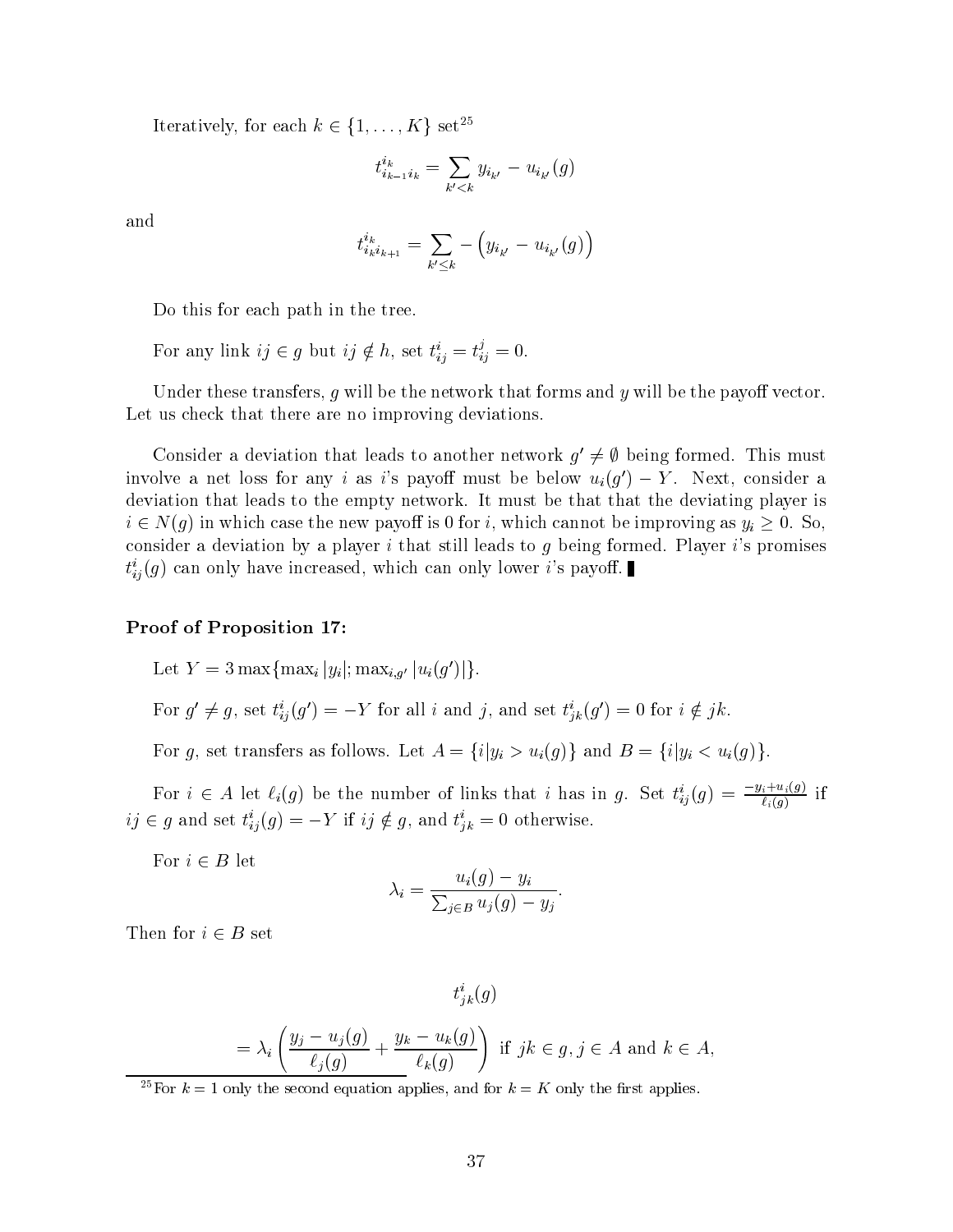Iteratively, for each $k \in \{1, \ldots, K\}$ set[25]

$$t^{i_k}_{i_{k-1} i_k} = \sum_{k' < k} y_{i_{k'}} - u_{i_{k'}}(g)$$

and

$$t^{i_k}_{i_k i_{k+1}} = \sum_{k' \leq k} - \left( y_{i_{k'}} - u_{i_{k'}}(g) \right)$$

Do this for each path in the tree.

For any link $ij \in g$ but $ij \notin h$, set $t^i_{ij} = t^j_{ij} = 0$.

Under these transfers, $g$ will be the network that forms and $y$ will be the payoff vector. Let us check that there are no improving deviations.

Consider a deviation that leads to another network $g' \neq \emptyset$ being formed. This must involve a net loss for any $i$ as $i$'s payoff must be below $u_i(g') - Y$. Next, consider a deviation that leads to the empty network. It must be that that the deviating player is $i \in N(g)$ in which case the new payoff is 0 for $i$, which cannot be improving as $y_i \geq 0$. So, consider a deviation by a player $i$ that still leads to $g$ being formed. Player $i$'s promises $t^i_{ij}(g)$ can only have increased, which can only lower $i$'s payoff. ∎

**Proof of Proposition 17:**

Let $Y = 3 \max\{\max_i |y_i|; \max_{i,g'} |u_i(g')|\}$.

For $g' \neq g$, set $t^i_{ij}(g') = -Y$ for all $i$ and $j$, and set $t^i_{jk}(g') = 0$ for $i \notin jk$.

For $g$, set transfers as follows. Let $A = \{i | y_i > u_i(g)\}$ and $B = \{i | y_i < u_i(g)\}$.

For $i \in A$ let $\ell_i(g)$ be the number of links that $i$ has in $g$. Set $t^i_{ij}(g) = \frac{-y_i + u_i(g)}{\ell_i(g)}$ if $ij \in g$ and set $t^i_{ij}(g) = -Y$ if $ij \notin g$, and $t^i_{jk} = 0$ otherwise.

For $i \in B$ let

$$\lambda_i = \frac{u_i(g) - y_i}{\sum_{j \in B} u_j(g) - y_j}.$$

Then for $i \in B$ set

$$t^i_{jk}(g)$$

$$= \lambda_i \left( \frac{y_j - u_j(g)}{\ell_j(g)} + \frac{y_k - u_k(g)}{\ell_k(g)} \right) \text{ if } jk \in g, j \in A \text{ and } k \in A,$$

[25] For $k = 1$ only the second equation applies, and for $k = K$ only the first applies.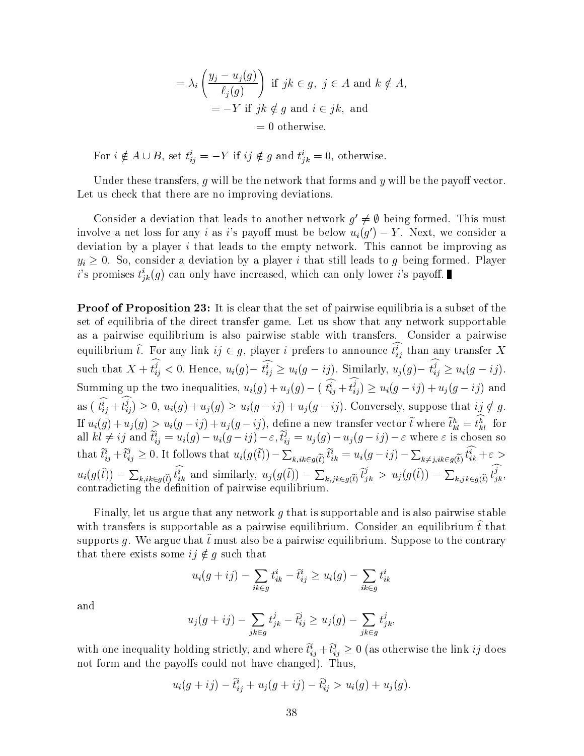$$= \lambda_i \left( \frac{y_j - u_j(g)}{\ell_j(g)} \right) \text{ if } jk \in g,\ j \in A \text{ and } k \notin A,$$

$$= -Y \text{ if } jk \notin g \text{ and } i \in jk, \text{ and}$$

$$= 0 \text{ otherwise.}$$

For $i \notin A \cup B$, set $t^i_{ij} = -Y$ if $ij \notin g$ and $t^i_{jk} = 0$, otherwise.

Under these transfers, $g$ will be the network that forms and $y$ will be the payoff vector. Let us check that there are no improving deviations.

Consider a deviation that leads to another network $g' \neq \emptyset$ being formed. This must involve a net loss for any $i$ as $i$'s payoff must be below $u_i(g') - Y$. Next, we consider a deviation by a player $i$ that leads to the empty network. This cannot be improving as $y_i \geq 0$. So, consider a deviation by a player $i$ that still leads to $g$ being formed. Player $i$'s promises $t^i_{jk}(g)$ can only have increased, which can only lower $i$'s payoff. ∎

**Proof of Proposition 23:** It is clear that the set of pairwise equilibria is a subset of the set of equilibria of the direct transfer game. Let us show that any network supportable as a pairwise equilibrium is also pairwise stable with transfers. Consider a pairwise equilibrium $\widehat{t}$. For any link $ij \in g$, player $i$ prefers to announce $\widehat{t^i_{ij}}$ than any transfer $X$ such that $X + \widehat{t^j_{ij}} < 0$. Hence, $u_i(g) - \widehat{t^i_{ij}} \geq u_i(g - ij)$. Similarly, $u_j(g) - \widehat{t^j_{ij}} \geq u_i(g - ij)$. Summing up the two inequalities, $u_i(g) + u_j(g) - (\widehat{t^i_{ij}} + \widehat{t^j_{ij}}) \geq u_i(g - ij) + u_j(g - ij)$ and as $(\widehat{t^i_{ij}} + \widehat{t^j_{ij}}) \geq 0$, $u_i(g) + u_j(g) \geq u_i(g - ij) + u_j(g - ij)$. Conversely, suppose that $ij \notin g$. If $u_i(g) + u_j(g) > u_i(g - ij) + u_j(g - ij)$, define a new transfer vector $\widetilde{t}$ where $\widetilde{t}^h_{kl} = \widehat{t^h_{kl}}$ for all $kl \neq ij$ and $\widetilde{t}^i_{ij} = u_i(g) - u_i(g - ij) - \varepsilon$, $\widetilde{t}^j_{ij} = u_j(g) - u_j(g - ij) - \varepsilon$ where $\varepsilon$ is chosen so that $\widetilde{t}^i_{ij} + \widetilde{t}^j_{ij} \geq 0$. It follows that $u_i(g(\widetilde{t})) - \sum_{k, ik \in g(\widetilde{t})} \widetilde{t}^i_{ik} = u_i(g - ij) - \sum_{k \neq j, ik \in g(\widetilde{t})} \widehat{t^i_{ik}} + \varepsilon > u_i(g(\widehat{t})) - \sum_{k, ik \in g(\widehat{t})} \widehat{t^i_{ik}}$ and similarly, $u_j(g(\widetilde{t})) - \sum_{k, jk \in g(\widetilde{t})} \widetilde{t}^j_{jk} > u_j(g(\widehat{t})) - \sum_{k, jk \in g(\widehat{t})} \widehat{t^j_{jk}}$, contradicting the definition of pairwise equilibrium.

Finally, let us argue that any network $g$ that is supportable and is also pairwise stable with transfers is supportable as a pairwise equilibrium. Consider an equilibrium $\widehat{t}$ that supports $g$. We argue that $\widehat{t}$ must also be a pairwise equilibrium. Suppose to the contrary that there exists some $ij \notin g$ such that

$$u_i(g + ij) - \sum_{ik \in g} t^i_{ik} - \widehat{t}^i_{ij} \geq u_i(g) - \sum_{ik \in g} t^i_{ik}$$

and

$$u_j(g + ij) - \sum_{jk \in g} t^j_{jk} - \widehat{t}^j_{ij} \geq u_j(g) - \sum_{jk \in g} t^j_{jk},$$

with one inequality holding strictly, and where $\widehat{t}^i_{ij} + \widehat{t}^j_{ij} \geq 0$ (as otherwise the link $ij$ does not form and the payoffs could not have changed). Thus,

$$u_i(g + ij) - \widehat{t}^i_{ij} + u_j(g + ij) - \widehat{t}^j_{ij} > u_i(g) + u_j(g).$$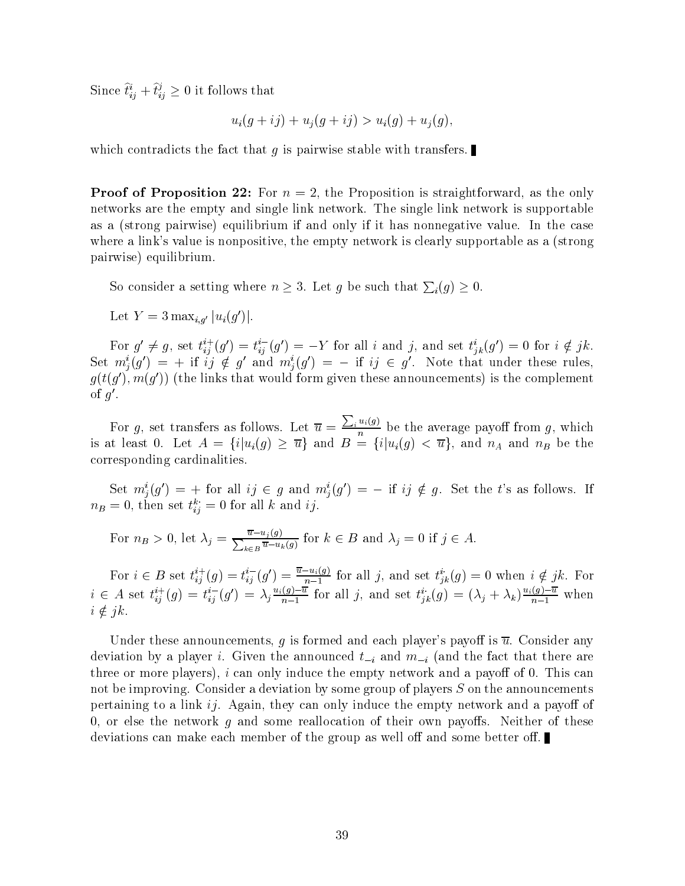Since $\hat{t}^i_{ij} + \hat{t}^j_{ij} \geq 0$ it follows that

$$u_i(g+ij) + u_j(g+ij) > u_i(g) + u_j(g),$$

which contradicts the fact that $g$ is pairwise stable with transfers. ∎

**Proof of Proposition 22:** For $n = 2$, the Proposition is straightforward, as the only networks are the empty and single link network. The single link network is supportable as a (strong pairwise) equilibrium if and only if it has nonnegative value. In the case where a link's value is nonpositive, the empty network is clearly supportable as a (strong pairwise) equilibrium.

So consider a setting where $n \geq 3$. Let $g$ be such that $\sum_i(g) \geq 0$.

Let $Y = 3 \max_{i,g'} |u_i(g')|$.

For $g' \neq g$, set $t^{i+}_{ij}(g') = t^{i-}_{ij}(g') = -Y$ for all $i$ and $j$, and set $t^i_{jk}(g') = 0$ for $i \notin jk$. Set $m^i_j(g') = +$ if $ij \notin g'$ and $m^i_j(g') = -$ if $ij \in g'$. Note that under these rules, $g(t(g'), m(g'))$ (the links that would form given these announcements) is the complement of $g'$.

For $g$, set transfers as follows. Let $\overline{u} = \frac{\sum_i u_i(g)}{n}$ be the average payoff from $g$, which is at least 0. Let $A = \{i | u_i(g) \geq \overline{u}\}$ and $B = \{i | u_i(g) < \overline{u}\}$, and $n_A$ and $n_B$ be the corresponding cardinalities.

Set $m^i_j(g') = +$ for all $ij \in g$ and $m^i_j(g') = -$ if $ij \notin g$. Set the $t$'s as follows. If $n_B = 0$, then set $t^{k\cdot}_{ij} = 0$ for all $k$ and $ij$.

For $n_B > 0$, let $\lambda_j = \frac{\overline{u} - u_j(g)}{\sum_{k \in B} \overline{u} - u_k(g)}$ for $k \in B$ and $\lambda_j = 0$ if $j \in A$.

For $i \in B$ set $t^{i+}_{ij}(g) = t^{i-}_{ij}(g') = \frac{\overline{u} - u_i(g)}{n-1}$ for all $j$, and set $t^{i\cdot}_{jk}(g) = 0$ when $i \notin jk$. For $i \in A$ set $t^{i+}_{ij}(g) = t^{i-}_{ij}(g') = \lambda_j \frac{u_i(g) - \overline{u}}{n-1}$ for all $j$, and set $t^{i\cdot}_{jk}(g) = (\lambda_j + \lambda_k) \frac{u_i(g) - \overline{u}}{n-1}$ when $i \notin jk$.

Under these announcements, $g$ is formed and each player's payoff is $\overline{u}$. Consider any deviation by a player $i$. Given the announced $t_{-i}$ and $m_{-i}$ (and the fact that there are three or more players), $i$ can only induce the empty network and a payoff of 0. This can not be improving. Consider a deviation by some group of players $S$ on the announcements pertaining to a link $ij$. Again, they can only induce the empty network and a payoff of 0, or else the network $g$ and some reallocation of their own payoffs. Neither of these deviations can make each member of the group as well off and some better off. ∎